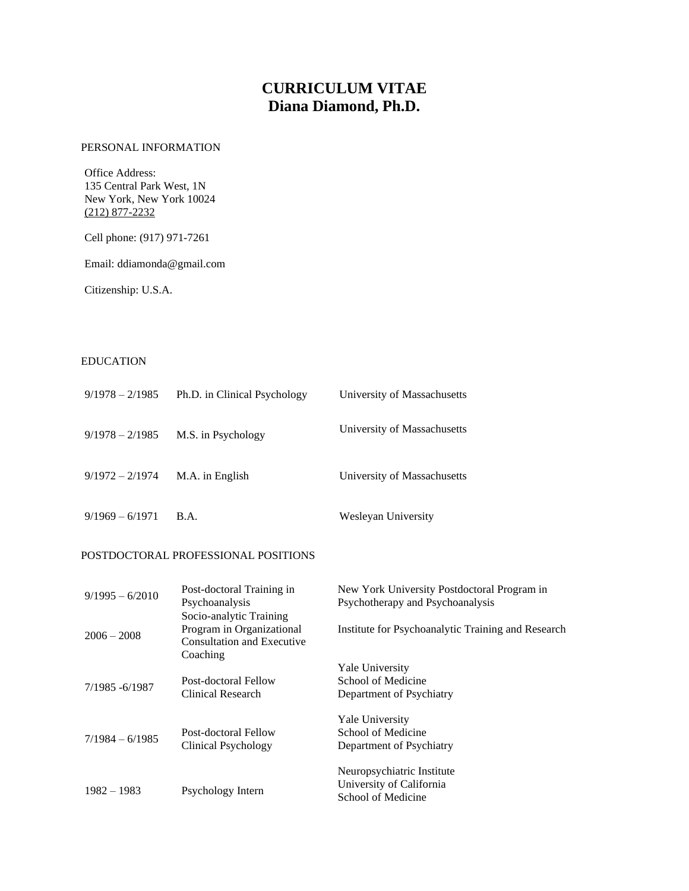# CURRICULUM VITAE
# Diana Diamond, Ph.D.

PERSONAL INFORMATION

Office Address:
135 Central Park West, 1N
New York, New York 10024
(212) 877-2232

Cell phone: (917) 971-7261

Email: ddiamonda@gmail.com

Citizenship: U.S.A.

EDUCATION

| | | |
|---|---|---|
| 9/1978 – 2/1985 | Ph.D. in Clinical Psychology | University of Massachusetts |
| 9/1978 – 2/1985 | M.S. in Psychology | University of Massachusetts |
| 9/1972 – 2/1974 | M.A. in English | University of Massachusetts |
| 9/1969 – 6/1971 | B.A. | Wesleyan University |

POSTDOCTORAL PROFESSIONAL POSITIONS

| | | |
|---|---|---|
| 9/1995 – 6/2010 | Post-doctoral Training in Psychoanalysis | New York University Postdoctoral Program in Psychotherapy and Psychoanalysis |
| 2006 – 2008 | Socio-analytic Training Program in Organizational Consultation and Executive Coaching | Institute for Psychoanalytic Training and Research |
| 7/1985 -6/1987 | Post-doctoral Fellow Clinical Research | Yale University School of Medicine Department of Psychiatry |
| 7/1984 – 6/1985 | Post-doctoral Fellow Clinical Psychology | Yale University School of Medicine Department of Psychiatry |
| 1982 – 1983 | Psychology Intern | Neuropsychiatric Institute University of California School of Medicine |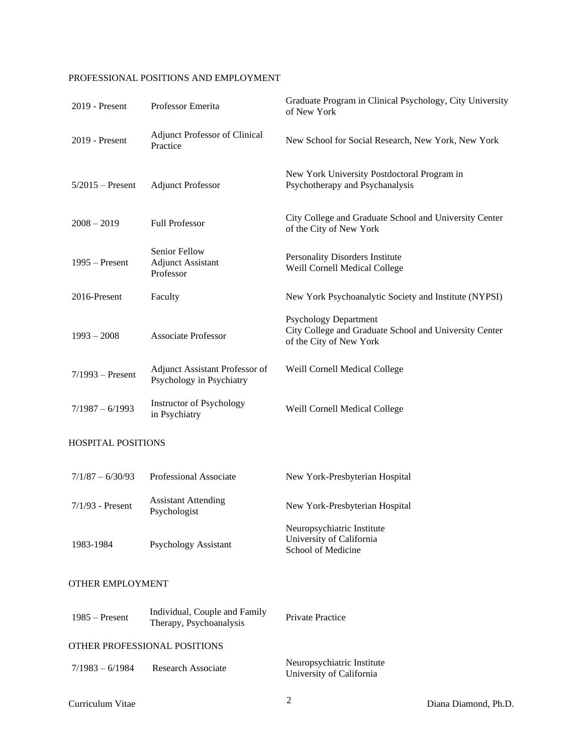## PROFESSIONAL POSITIONS AND EMPLOYMENT

| | | |
|---|---|---|
| 2019 - Present | Professor Emerita | Graduate Program in Clinical Psychology, City University of New York |
| 2019 - Present | Adjunct Professor of Clinical Practice | New School for Social Research, New York, New York |
| 5/2015 – Present | Adjunct Professor | New York University Postdoctoral Program in Psychotherapy and Psychanalysis |
| 2008 – 2019 | Full Professor | City College and Graduate School and University Center of the City of New York |
| 1995 – Present | Senior Fellow<br>Adjunct Assistant Professor | Personality Disorders Institute<br>Weill Cornell Medical College |
| 2016-Present | Faculty | New York Psychoanalytic Society and Institute (NYPSI) |
| 1993 – 2008 | Associate Professor | Psychology Department<br>City College and Graduate School and University Center of the City of New York |
| 7/1993 – Present | Adjunct Assistant Professor of Psychology in Psychiatry | Weill Cornell Medical College |
| 7/1987 – 6/1993 | Instructor of Psychology in Psychiatry | Weill Cornell Medical College |

## HOSPITAL POSITIONS

| | | |
|---|---|---|
| 7/1/87 – 6/30/93 | Professional Associate | New York-Presbyterian Hospital |
| 7/1/93 - Present | Assistant Attending Psychologist | New York-Presbyterian Hospital |
| 1983-1984 | Psychology Assistant | Neuropsychiatric Institute<br>University of California<br>School of Medicine |

## OTHER EMPLOYMENT

| | | |
|---|---|---|
| 1985 – Present | Individual, Couple and Family Therapy, Psychoanalysis | Private Practice |

## OTHER PROFESSIONAL POSITIONS

| | | |
|---|---|---|
| 7/1983 – 6/1984 | Research Associate | Neuropsychiatric Institute<br>University of California |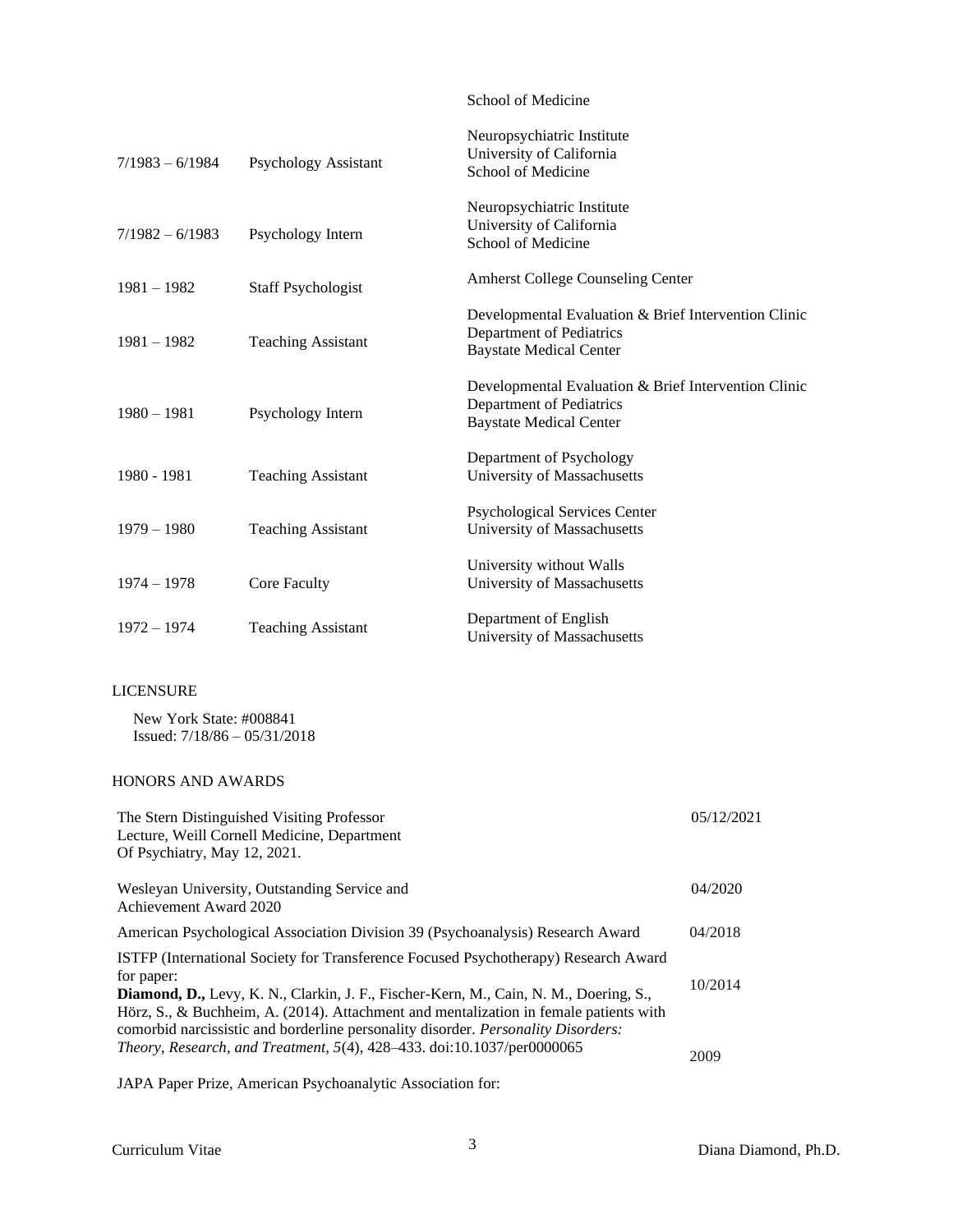| | | School of Medicine |
|---|---|---|
| 7/1983 – 6/1984 | Psychology Assistant | Neuropsychiatric Institute<br>University of California<br>School of Medicine |
| 7/1982 – 6/1983 | Psychology Intern | Neuropsychiatric Institute<br>University of California<br>School of Medicine |
| 1981 – 1982 | Staff Psychologist | Amherst College Counseling Center |
| 1981 – 1982 | Teaching Assistant | Developmental Evaluation & Brief Intervention Clinic<br>Department of Pediatrics<br>Baystate Medical Center |
| 1980 – 1981 | Psychology Intern | Developmental Evaluation & Brief Intervention Clinic<br>Department of Pediatrics<br>Baystate Medical Center |
| 1980 - 1981 | Teaching Assistant | Department of Psychology<br>University of Massachusetts |
| 1979 – 1980 | Teaching Assistant | Psychological Services Center<br>University of Massachusetts |
| 1974 – 1978 | Core Faculty | University without Walls<br>University of Massachusetts |
| 1972 – 1974 | Teaching Assistant | Department of English<br>University of Massachusetts |

## LICENSURE

New York State: #008841
Issued: 7/18/86 – 05/31/2018

## HONORS AND AWARDS

| | |
|---|---|
| The Stern Distinguished Visiting Professor Lecture, Weill Cornell Medicine, Department Of Psychiatry, May 12, 2021. | 05/12/2021 |
| Wesleyan University, Outstanding Service and Achievement Award 2020 | 04/2020 |
| American Psychological Association Division 39 (Psychoanalysis) Research Award | 04/2018 |
| ISTFP (International Society for Transference Focused Psychotherapy) Research Award for paper:<br>**Diamond, D.,** Levy, K. N., Clarkin, J. F., Fischer-Kern, M., Cain, N. M., Doering, S., Hörz, S., & Buchheim, A. (2014). Attachment and mentalization in female patients with comorbid narcissistic and borderline personality disorder. *Personality Disorders: Theory, Research, and Treatment, 5*(4), 428–433. doi:10.1037/per0000065 | 10/2014 |
| JAPA Paper Prize, American Psychoanalytic Association for: | 2009 |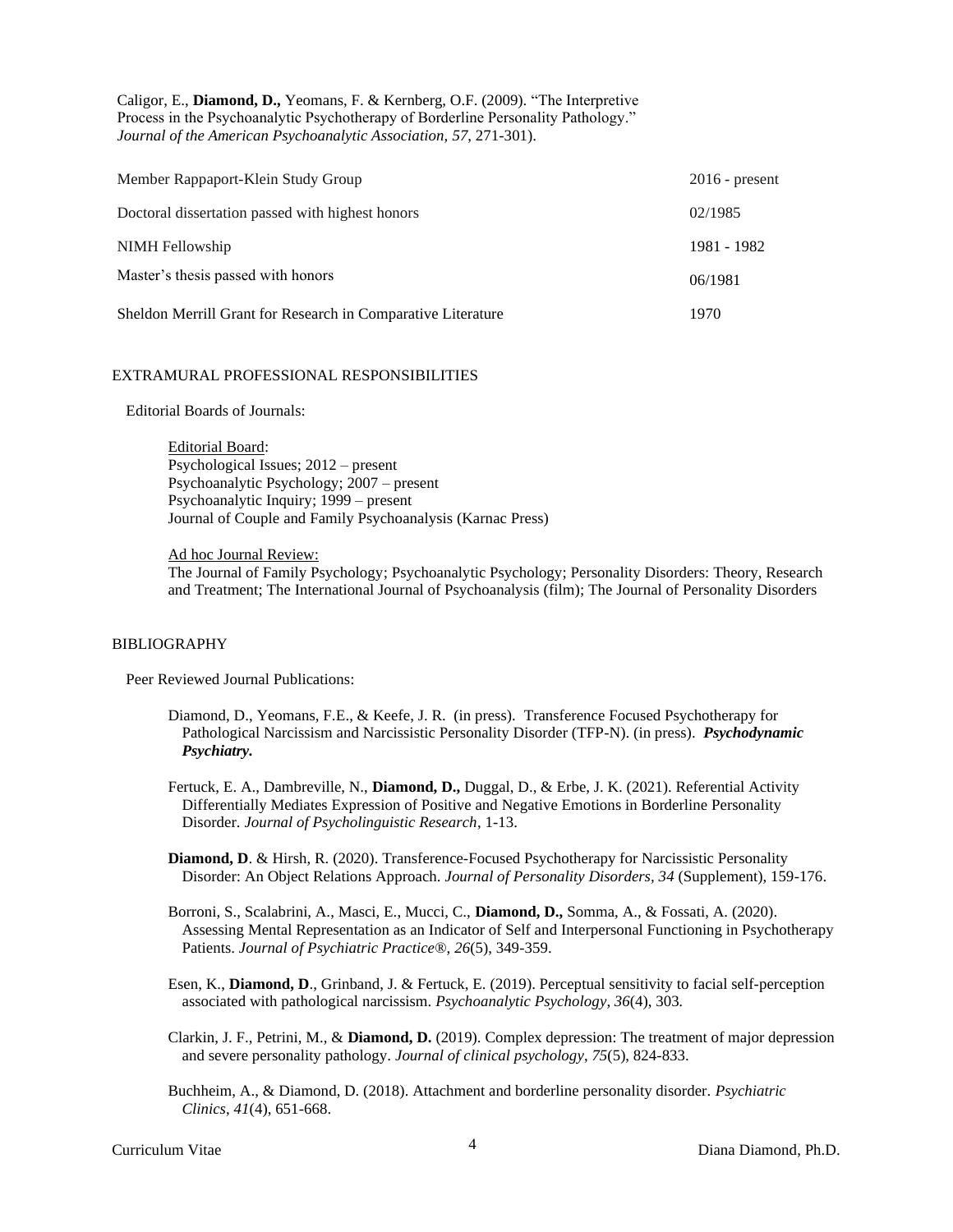Caligor, E., **Diamond, D.,** Yeomans, F. & Kernberg, O.F. (2009). "The Interpretive Process in the Psychoanalytic Psychotherapy of Borderline Personality Pathology." *Journal of the American Psychoanalytic Association, 57*, 271-301).

| | |
|---|---|
| Member Rappaport-Klein Study Group | 2016 - present |
| Doctoral dissertation passed with highest honors | 02/1985 |
| NIMH Fellowship | 1981 - 1982 |
| Master's thesis passed with honors | 06/1981 |
| Sheldon Merrill Grant for Research in Comparative Literature | 1970 |

## EXTRAMURAL PROFESSIONAL RESPONSIBILITIES

Editorial Boards of Journals:

Editorial Board:
Psychological Issues; 2012 – present
Psychoanalytic Psychology; 2007 – present
Psychoanalytic Inquiry; 1999 – present
Journal of Couple and Family Psychoanalysis (Karnac Press)

Ad hoc Journal Review:
The Journal of Family Psychology; Psychoanalytic Psychology; Personality Disorders: Theory, Research and Treatment; The International Journal of Psychoanalysis (film); The Journal of Personality Disorders

## BIBLIOGRAPHY

Peer Reviewed Journal Publications:

Diamond, D., Yeomans, F.E., & Keefe, J. R. (in press). Transference Focused Psychotherapy for Pathological Narcissism and Narcissistic Personality Disorder (TFP-N). (in press). ***Psychodynamic Psychiatry.***

Fertuck, E. A., Dambreville, N., **Diamond, D.,** Duggal, D., & Erbe, J. K. (2021). Referential Activity Differentially Mediates Expression of Positive and Negative Emotions in Borderline Personality Disorder. *Journal of Psycholinguistic Research*, 1-13.

**Diamond, D**. & Hirsh, R. (2020). Transference-Focused Psychotherapy for Narcissistic Personality Disorder: An Object Relations Approach. *Journal of Personality Disorders, 34* (Supplement), 159-176.

Borroni, S., Scalabrini, A., Masci, E., Mucci, C., **Diamond, D.,** Somma, A., & Fossati, A. (2020). Assessing Mental Representation as an Indicator of Self and Interpersonal Functioning in Psychotherapy Patients. *Journal of Psychiatric Practice®, 26*(5), 349-359.

Esen, K., **Diamond, D**., Grinband, J. & Fertuck, E. (2019). Perceptual sensitivity to facial self-perception associated with pathological narcissism. *Psychoanalytic Psychology, 36*(4), 303*.*

Clarkin, J. F., Petrini, M., & **Diamond, D.** (2019). Complex depression: The treatment of major depression and severe personality pathology. *Journal of clinical psychology, 75*(5), 824-833.

Buchheim, A., & Diamond, D. (2018). Attachment and borderline personality disorder. *Psychiatric Clinics*, *41*(4), 651-668.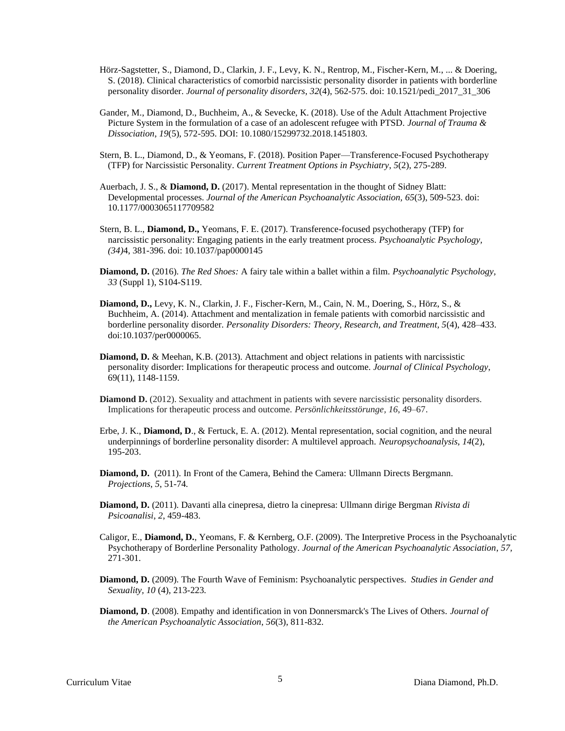Hörz-Sagstetter, S., Diamond, D., Clarkin, J. F., Levy, K. N., Rentrop, M., Fischer-Kern, M., ... & Doering, S. (2018). Clinical characteristics of comorbid narcissistic personality disorder in patients with borderline personality disorder. *Journal of personality disorders*, *32*(4), 562-575. doi: 10.1521/pedi_2017_31_306

Gander, M., Diamond, D., Buchheim, A., & Sevecke, K. (2018). Use of the Adult Attachment Projective Picture System in the formulation of a case of an adolescent refugee with PTSD. *Journal of Trauma & Dissociation*, *19*(5), 572-595. DOI: 10.1080/15299732.2018.1451803.

Stern, B. L., Diamond, D., & Yeomans, F. (2018). Position Paper—Transference-Focused Psychotherapy (TFP) for Narcissistic Personality. *Current Treatment Options in Psychiatry*, *5*(2), 275-289.

Auerbach, J. S., & **Diamond, D.** (2017). Mental representation in the thought of Sidney Blatt: Developmental processes. *Journal of the American Psychoanalytic Association, 65*(3), 509-523. doi: 10.1177/0003065117709582

Stern, B. L., **Diamond, D.,** Yeomans, F. E. (2017). Transference-focused psychotherapy (TFP) for narcissistic personality: Engaging patients in the early treatment process. *Psychoanalytic Psychology, (34)*4, 381-396. doi: 10.1037/pap0000145

**Diamond, D.** (2016). *The Red Shoes:* A fairy tale within a ballet within a film. *Psychoanalytic Psychology, 33* (Suppl 1), S104-S119.

**Diamond, D.,** Levy, K. N., Clarkin, J. F., Fischer-Kern, M., Cain, N. M., Doering, S., Hörz, S., & Buchheim, A. (2014). Attachment and mentalization in female patients with comorbid narcissistic and borderline personality disorder. *Personality Disorders: Theory, Research, and Treatment*, *5*(4), 428–433. doi:10.1037/per0000065.

**Diamond, D.** & Meehan, K.B. (2013). Attachment and object relations in patients with narcissistic personality disorder: Implications for therapeutic process and outcome. *Journal of Clinical Psychology*, 69(11), 1148-1159.

**Diamond D.** (2012). Sexuality and attachment in patients with severe narcissistic personality disorders. Implications for therapeutic process and outcome. *Persönlichkeitsstörunge, 16,* 49–67.

Erbe, J. K., **Diamond, D**., & Fertuck, E. A. (2012). Mental representation, social cognition, and the neural underpinnings of borderline personality disorder: A multilevel approach. *Neuropsychoanalysis*, *14*(2), 195-203.

**Diamond, D.** (2011). In Front of the Camera, Behind the Camera: Ullmann Directs Bergmann. *Projections, 5*, 51-74*.*

**Diamond, D.** (2011). Davanti alla cinepresa, dietro la cinepresa: Ullmann dirige Bergman *Rivista di Psicoanalisi, 2,* 459-483.

Caligor, E., **Diamond, D.**, Yeomans, F. & Kernberg, O.F. (2009). The Interpretive Process in the Psychoanalytic Psychotherapy of Borderline Personality Pathology. *Journal of the American Psychoanalytic Association*, *57*, 271-301.

**Diamond, D.** (2009). The Fourth Wave of Feminism: Psychoanalytic perspectives. *Studies in Gender and Sexuality, 10* (4), 213-223*.*

**Diamond, D**. (2008). Empathy and identification in von Donnersmarck's The Lives of Others. *Journal of the American Psychoanalytic Association*, *56*(3), 811-832.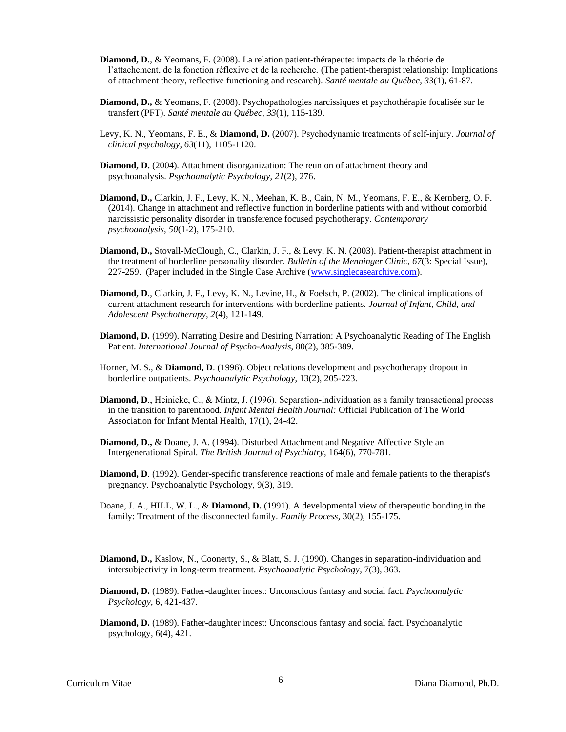**Diamond, D**., & Yeomans, F. (2008). La relation patient-thérapeute: impacts de la théorie de l'attachement, de la fonction réflexive et de la recherche. (The patient-therapist relationship: Implications of attachment theory, reflective functioning and research). *Santé mentale au Québec*, *33*(1), 61-87.

**Diamond, D.,** & Yeomans, F. (2008). Psychopathologies narcissiques et psychothérapie focalisée sur le transfert (PFT). *Santé mentale au Québec*, *33*(1), 115-139.

Levy, K. N., Yeomans, F. E., & **Diamond, D.** (2007). Psychodynamic treatments of self-injury. *Journal of clinical psychology*, *63*(11), 1105-1120.

**Diamond, D.** (2004). Attachment disorganization: The reunion of attachment theory and psychoanalysis. *Psychoanalytic Psychology*, *21*(2), 276.

**Diamond, D.,** Clarkin, J. F., Levy, K. N., Meehan, K. B., Cain, N. M., Yeomans, F. E., & Kernberg, O. F. (2014). Change in attachment and reflective function in borderline patients with and without comorbid narcissistic personality disorder in transference focused psychotherapy. *Contemporary psychoanalysis*, *50*(1-2), 175-210.

**Diamond, D.,** Stovall-McClough, C., Clarkin, J. F., & Levy, K. N. (2003). Patient-therapist attachment in the treatment of borderline personality disorder. *Bulletin of the Menninger Clinic*, *67*(3: Special Issue), 227-259. (Paper included in the Single Case Archive (www.singlecasearchive.com).

**Diamond, D**., Clarkin, J. F., Levy, K. N., Levine, H., & Foelsch, P. (2002). The clinical implications of current attachment research for interventions with borderline patients. *Journal of Infant, Child, and Adolescent Psychotherapy*, *2*(4), 121-149.

**Diamond, D.** (1999). Narrating Desire and Desiring Narration: A Psychoanalytic Reading of The English Patient. *International Journal of Psycho-Analysis*, 80(2), 385-389.

Horner, M. S., & **Diamond, D**. (1996). Object relations development and psychotherapy dropout in borderline outpatients. *Psychoanalytic Psychology*, 13(2), 205-223.

**Diamond, D**., Heinicke, C., & Mintz, J. (1996). Separation-individuation as a family transactional process in the transition to parenthood. *Infant Mental Health Journal:* Official Publication of The World Association for Infant Mental Health, 17(1), 24-42.

**Diamond, D.,** & Doane, J. A. (1994). Disturbed Attachment and Negative Affective Style an Intergenerational Spiral. *The British Journal of Psychiatry*, 164(6), 770-781.

**Diamond, D**. (1992). Gender-specific transference reactions of male and female patients to the therapist's pregnancy. Psychoanalytic Psychology, 9(3), 319.

Doane, J. A., HILL, W. L., & **Diamond, D.** (1991). A developmental view of therapeutic bonding in the family: Treatment of the disconnected family. *Family Process*, 30(2), 155-175.

**Diamond, D.,** Kaslow, N., Coonerty, S., & Blatt, S. J. (1990). Changes in separation-individuation and intersubjectivity in long-term treatment. *Psychoanalytic Psychology*, 7(3), 363.

**Diamond, D.** (1989). Father-daughter incest: Unconscious fantasy and social fact. *Psychoanalytic Psychology*, 6, 421-437.

**Diamond, D.** (1989). Father-daughter incest: Unconscious fantasy and social fact. Psychoanalytic psychology, 6(4), 421.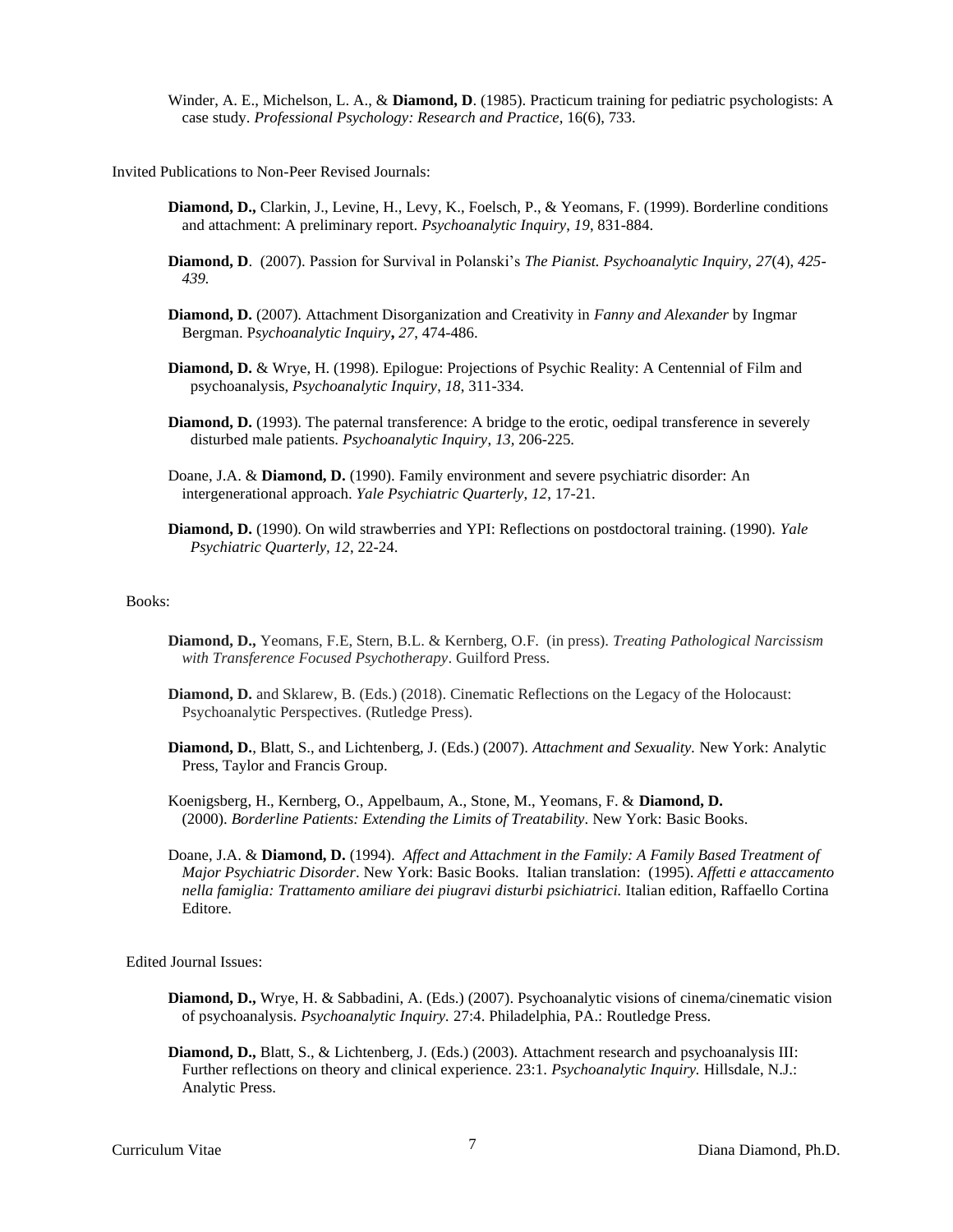Winder, A. E., Michelson, L. A., & **Diamond, D**. (1985). Practicum training for pediatric psychologists: A case study. *Professional Psychology: Research and Practice*, 16(6), 733.

Invited Publications to Non-Peer Revised Journals:

**Diamond, D.,** Clarkin, J., Levine, H., Levy, K., Foelsch, P., & Yeomans, F. (1999). Borderline conditions and attachment: A preliminary report. *Psychoanalytic Inquiry*, *19*, 831-884.

**Diamond, D**. (2007). Passion for Survival in Polanski's *The Pianist. Psychoanalytic Inquiry, 27*(4), *425-439.*

**Diamond, D.** (2007). Attachment Disorganization and Creativity in *Fanny and Alexander* by Ingmar Bergman. P*sychoanalytic Inquiry***,** *27*, 474-486.

**Diamond, D.** & Wrye, H. (1998). Epilogue: Projections of Psychic Reality: A Centennial of Film and psychoanalysis, *Psychoanalytic Inquiry*, *18*, 311-334.

**Diamond, D.** (1993). The paternal transference: A bridge to the erotic, oedipal transference in severely disturbed male patients. *Psychoanalytic Inquiry*, *13*, 206-225.

Doane, J.A. & **Diamond, D.** (1990). Family environment and severe psychiatric disorder: An intergenerational approach. *Yale Psychiatric Quarterly*, *12*, 17-21.

**Diamond, D.** (1990). On wild strawberries and YPI: Reflections on postdoctoral training. (1990). *Yale Psychiatric Quarterly, 12*, 22-24.

Books:

**Diamond, D.,** Yeomans, F.E, Stern, B.L. & Kernberg, O.F. (in press). *Treating Pathological Narcissism with Transference Focused Psychotherapy*. Guilford Press.

**Diamond, D.** and Sklarew, B. (Eds.) (2018). Cinematic Reflections on the Legacy of the Holocaust: Psychoanalytic Perspectives. (Rutledge Press).

**Diamond, D.**, Blatt, S., and Lichtenberg, J. (Eds.) (2007). *Attachment and Sexuality.* New York: Analytic Press, Taylor and Francis Group.

Koenigsberg, H., Kernberg, O., Appelbaum, A., Stone, M., Yeomans, F. & **Diamond, D.** (2000). *Borderline Patients: Extending the Limits of Treatability*. New York: Basic Books.

Doane, J.A. & **Diamond, D.** (1994). *Affect and Attachment in the Family: A Family Based Treatment of Major Psychiatric Disorder*. New York: Basic Books. Italian translation: (1995). *Affetti e attaccamento nella famiglia: Trattamento amiliare dei piugravi disturbi psichiatrici.* Italian edition, Raffaello Cortina Editore.

Edited Journal Issues:

**Diamond, D.,** Wrye, H. & Sabbadini, A. (Eds.) (2007). Psychoanalytic visions of cinema/cinematic vision of psychoanalysis. *Psychoanalytic Inquiry.* 27:4. Philadelphia, PA.: Routledge Press.

**Diamond, D.,** Blatt, S., & Lichtenberg, J. (Eds.) (2003). Attachment research and psychoanalysis III: Further reflections on theory and clinical experience. 23:1. *Psychoanalytic Inquiry.* Hillsdale, N.J.: Analytic Press.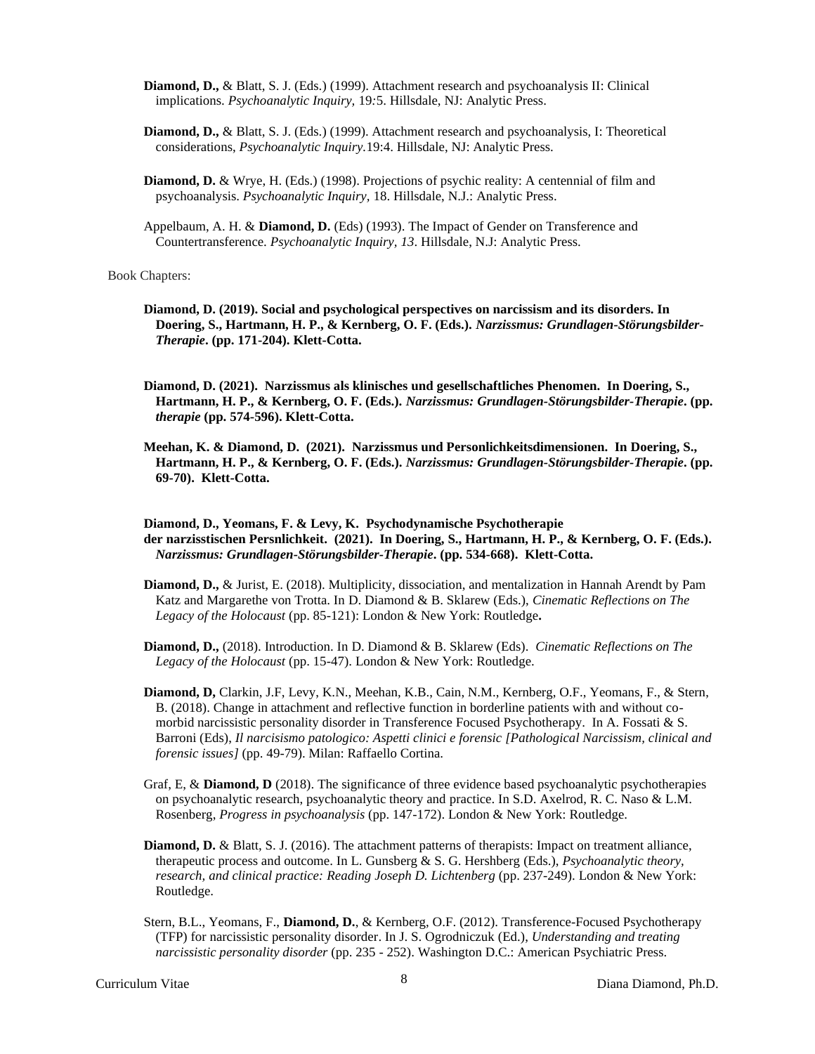**Diamond, D.,** & Blatt, S. J. (Eds.) (1999). Attachment research and psychoanalysis II: Clinical implications. *Psychoanalytic Inquiry*, 19:5. Hillsdale, NJ: Analytic Press.

**Diamond, D.,** & Blatt, S. J. (Eds.) (1999). Attachment research and psychoanalysis, I: Theoretical considerations, *Psychoanalytic Inquiry*.19:4. Hillsdale, NJ: Analytic Press.

**Diamond, D.** & Wrye, H. (Eds.) (1998). Projections of psychic reality: A centennial of film and psychoanalysis. *Psychoanalytic Inquiry,* 18. Hillsdale, N.J.: Analytic Press.

Appelbaum, A. H. & **Diamond, D.** (Eds) (1993). The Impact of Gender on Transference and Countertransference. *Psychoanalytic Inquiry, 13*. Hillsdale, N.J: Analytic Press.

Book Chapters:

**Diamond, D. (2019). Social and psychological perspectives on narcissism and its disorders. In Doering, S., Hartmann, H. P., & Kernberg, O. F. (Eds.).** ***Narzissmus: Grundlagen-Störungsbilder-Therapie*****. (pp. 171-204). Klett-Cotta.**

**Diamond, D. (2021). Narzissmus als klinisches und gesellschaftliches Phenomen. In Doering, S., Hartmann, H. P., & Kernberg, O. F. (Eds.).** ***Narzissmus: Grundlagen-Störungsbilder-Therapie*****. (pp.** ***therapie*** **(pp. 574-596). Klett-Cotta.**

**Meehan, K. & Diamond, D. (2021). Narzissmus und Personlichkeitsdimensionen. In Doering, S., Hartmann, H. P., & Kernberg, O. F. (Eds.).** ***Narzissmus: Grundlagen-Störungsbilder-Therapie*****. (pp. 69-70). Klett-Cotta.**

**Diamond, D., Yeomans, F. & Levy, K. Psychodynamische Psychotherapie der narzisstischen Persnlichkeit. (2021). In Doering, S., Hartmann, H. P., & Kernberg, O. F. (Eds.).** ***Narzissmus: Grundlagen-Störungsbilder-Therapie*****. (pp. 534-668). Klett-Cotta.**

**Diamond, D.,** & Jurist, E. (2018). Multiplicity, dissociation, and mentalization in Hannah Arendt by Pam Katz and Margarethe von Trotta. In D. Diamond & B. Sklarew (Eds.), *Cinematic Reflections on The Legacy of the Holocaust* (pp. 85-121): London & New York: Routledge**.**

**Diamond, D.,** (2018). Introduction. In D. Diamond & B. Sklarew (Eds). *Cinematic Reflections on The Legacy of the Holocaust* (pp. 15-47). London & New York: Routledge.

**Diamond, D,** Clarkin, J.F, Levy, K.N., Meehan, K.B., Cain, N.M., Kernberg, O.F., Yeomans, F., & Stern, B. (2018). Change in attachment and reflective function in borderline patients with and without co-morbid narcissistic personality disorder in Transference Focused Psychotherapy. In A. Fossati & S. Barroni (Eds), *Il narcisismo patologico: Aspetti clinici e forensic [Pathological Narcissism, clinical and forensic issues]* (pp. 49-79). Milan: Raffaello Cortina.

Graf, E, & **Diamond, D** (2018). The significance of three evidence based psychoanalytic psychotherapies on psychoanalytic research, psychoanalytic theory and practice. In S.D. Axelrod, R. C. Naso & L.M. Rosenberg, *Progress in psychoanalysis* (pp. 147-172). London & New York: Routledge.

**Diamond, D.** & Blatt, S. J. (2016). The attachment patterns of therapists: Impact on treatment alliance, therapeutic process and outcome. In L. Gunsberg & S. G. Hershberg (Eds.), *Psychoanalytic theory, research, and clinical practice: Reading Joseph D. Lichtenberg* (pp. 237-249). London & New York: Routledge.

Stern, B.L., Yeomans, F., **Diamond, D.**, & Kernberg, O.F. (2012). Transference-Focused Psychotherapy (TFP) for narcissistic personality disorder. In J. S. Ogrodniczuk (Ed.), *Understanding and treating narcissistic personality disorder* (pp. 235 - 252). Washington D.C.: American Psychiatric Press.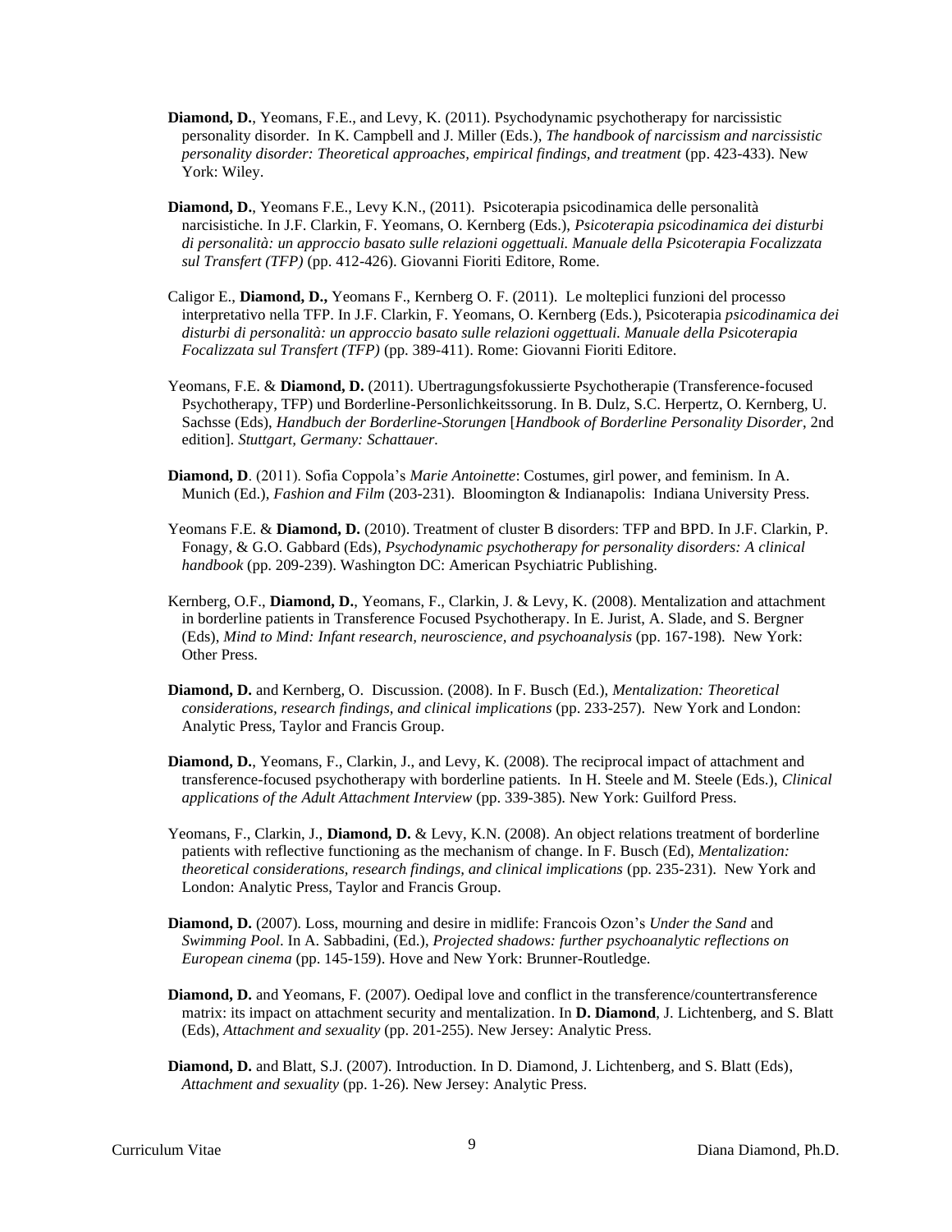**Diamond, D.**, Yeomans, F.E., and Levy, K. (2011). Psychodynamic psychotherapy for narcissistic personality disorder. In K. Campbell and J. Miller (Eds.), *The handbook of narcissism and narcissistic personality disorder: Theoretical approaches, empirical findings, and treatment* (pp. 423-433). New York: Wiley.

**Diamond, D.**, Yeomans F.E., Levy K.N., (2011). Psicoterapia psicodinamica delle personalità narcisistiche. In J.F. Clarkin, F. Yeomans, O. Kernberg (Eds.), *Psicoterapia psicodinamica dei disturbi di personalità: un approccio basato sulle relazioni oggettuali. Manuale della Psicoterapia Focalizzata sul Transfert (TFP)* (pp. 412-426). Giovanni Fioriti Editore, Rome.

Caligor E., **Diamond, D.,** Yeomans F., Kernberg O. F. (2011). Le molteplici funzioni del processo interpretativo nella TFP. In J.F. Clarkin, F. Yeomans, O. Kernberg (Eds.), Psicoterapia *psicodinamica dei disturbi di personalità: un approccio basato sulle relazioni oggettuali. Manuale della Psicoterapia Focalizzata sul Transfert (TFP)* (pp. 389-411). Rome: Giovanni Fioriti Editore.

Yeomans, F.E. & **Diamond, D.** (2011). Ubertragungsfokussierte Psychotherapie (Transference-focused Psychotherapy, TFP) und Borderline-Personlichkeitssorung. In B. Dulz, S.C. Herpertz, O. Kernberg, U. Sachsse (Eds), *Handbuch der Borderline-Storungen* [*Handbook of Borderline Personality Disorder*, 2nd edition]. *Stuttgart, Germany: Schattauer.*

**Diamond, D**. (2011). Sofia Coppola's *Marie Antoinette*: Costumes, girl power, and feminism. In A. Munich (Ed.), *Fashion and Film* (203-231). Bloomington & Indianapolis: Indiana University Press.

Yeomans F.E. & **Diamond, D.** (2010). Treatment of cluster B disorders: TFP and BPD. In J.F. Clarkin, P. Fonagy, & G.O. Gabbard (Eds), *Psychodynamic psychotherapy for personality disorders: A clinical handbook* (pp. 209-239). Washington DC: American Psychiatric Publishing.

Kernberg, O.F., **Diamond, D.**, Yeomans, F., Clarkin, J. & Levy, K. (2008). Mentalization and attachment in borderline patients in Transference Focused Psychotherapy. In E. Jurist, A. Slade, and S. Bergner (Eds), *Mind to Mind: Infant research, neuroscience, and psychoanalysis* (pp. 167-198). New York: Other Press.

**Diamond, D.** and Kernberg, O. Discussion. (2008). In F. Busch (Ed.), *Mentalization: Theoretical considerations, research findings, and clinical implications* (pp. 233-257). New York and London: Analytic Press, Taylor and Francis Group.

**Diamond, D.**, Yeomans, F., Clarkin, J., and Levy, K. (2008). The reciprocal impact of attachment and transference-focused psychotherapy with borderline patients. In H. Steele and M. Steele (Eds.), *Clinical applications of the Adult Attachment Interview* (pp. 339-385). New York: Guilford Press.

Yeomans, F., Clarkin, J., **Diamond, D.** & Levy, K.N. (2008). An object relations treatment of borderline patients with reflective functioning as the mechanism of change. In F. Busch (Ed), *Mentalization: theoretical considerations, research findings, and clinical implications* (pp. 235-231). New York and London: Analytic Press, Taylor and Francis Group.

**Diamond, D.** (2007). Loss, mourning and desire in midlife: Francois Ozon's *Under the Sand* and *Swimming Pool*. In A. Sabbadini, (Ed.), *Projected shadows: further psychoanalytic reflections on European cinema* (pp. 145-159). Hove and New York: Brunner-Routledge.

**Diamond, D.** and Yeomans, F. (2007). Oedipal love and conflict in the transference/countertransference matrix: its impact on attachment security and mentalization. In **D. Diamond**, J. Lichtenberg, and S. Blatt (Eds), *Attachment and sexuality* (pp. 201-255). New Jersey: Analytic Press.

**Diamond, D.** and Blatt, S.J. (2007). Introduction. In D. Diamond, J. Lichtenberg, and S. Blatt (Eds), *Attachment and sexuality* (pp. 1-26). New Jersey: Analytic Press.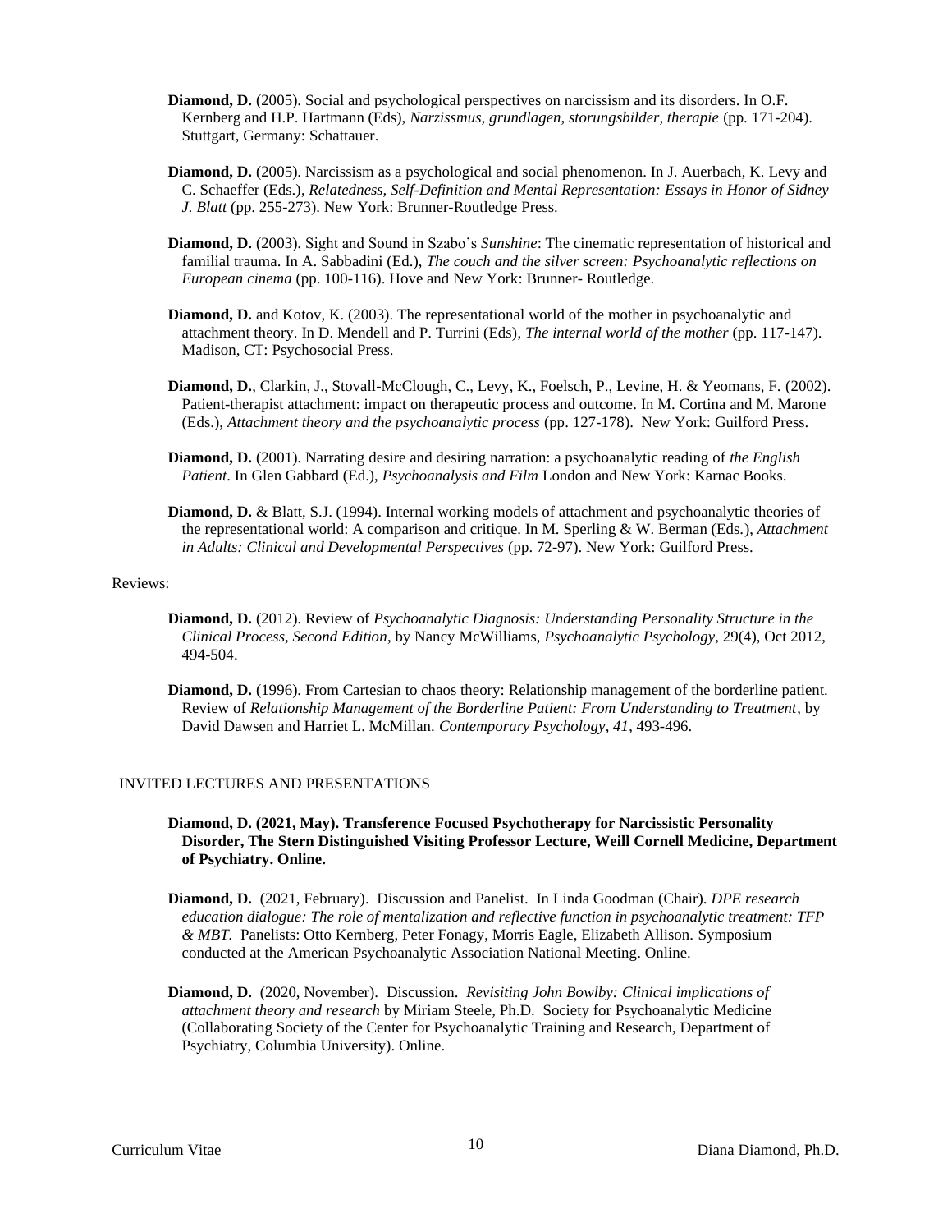**Diamond, D.** (2005). Social and psychological perspectives on narcissism and its disorders. In O.F. Kernberg and H.P. Hartmann (Eds), *Narzissmus, grundlagen, storungsbilder, therapie* (pp. 171-204). Stuttgart, Germany: Schattauer.

**Diamond, D.** (2005). Narcissism as a psychological and social phenomenon. In J. Auerbach, K. Levy and C. Schaeffer (Eds.), *Relatedness, Self-Definition and Mental Representation: Essays in Honor of Sidney J. Blatt* (pp. 255-273). New York: Brunner-Routledge Press.

**Diamond, D.** (2003). Sight and Sound in Szabo's *Sunshine*: The cinematic representation of historical and familial trauma. In A. Sabbadini (Ed.), *The couch and the silver screen: Psychoanalytic reflections on European cinema* (pp. 100-116). Hove and New York: Brunner- Routledge.

**Diamond, D.** and Kotov, K. (2003). The representational world of the mother in psychoanalytic and attachment theory. In D. Mendell and P. Turrini (Eds), *The internal world of the mother* (pp. 117-147). Madison, CT: Psychosocial Press.

**Diamond, D.**, Clarkin, J., Stovall-McClough, C., Levy, K., Foelsch, P., Levine, H. & Yeomans, F. (2002). Patient-therapist attachment: impact on therapeutic process and outcome. In M. Cortina and M. Marone (Eds.), *Attachment theory and the psychoanalytic process* (pp. 127-178). New York: Guilford Press.

**Diamond, D.** (2001). Narrating desire and desiring narration: a psychoanalytic reading of *the English Patient*. In Glen Gabbard (Ed.), *Psychoanalysis and Film* London and New York: Karnac Books.

**Diamond, D.** & Blatt, S.J. (1994). Internal working models of attachment and psychoanalytic theories of the representational world: A comparison and critique. In M. Sperling & W. Berman (Eds.), *Attachment in Adults: Clinical and Developmental Perspectives* (pp. 72-97). New York: Guilford Press.

Reviews:

**Diamond, D.** (2012). Review of *Psychoanalytic Diagnosis: Understanding Personality Structure in the Clinical Process, Second Edition*, by Nancy McWilliams, *Psychoanalytic Psychology*, 29(4), Oct 2012, 494-504.

**Diamond, D.** (1996). From Cartesian to chaos theory: Relationship management of the borderline patient. Review of *Relationship Management of the Borderline Patient: From Understanding to Treatment*, by David Dawsen and Harriet L. McMillan. *Contemporary Psychology*, *41*, 493-496.

## INVITED LECTURES AND PRESENTATIONS

**Diamond, D. (2021, May). Transference Focused Psychotherapy for Narcissistic Personality Disorder, The Stern Distinguished Visiting Professor Lecture, Weill Cornell Medicine, Department of Psychiatry. Online.**

**Diamond, D.** (2021, February). Discussion and Panelist. In Linda Goodman (Chair). *DPE research education dialogue: The role of mentalization and reflective function in psychoanalytic treatment: TFP & MBT.* Panelists: Otto Kernberg, Peter Fonagy, Morris Eagle, Elizabeth Allison. Symposium conducted at the American Psychoanalytic Association National Meeting. Online.

**Diamond, D.** (2020, November). Discussion. *Revisiting John Bowlby: Clinical implications of attachment theory and research* by Miriam Steele, Ph.D. Society for Psychoanalytic Medicine (Collaborating Society of the Center for Psychoanalytic Training and Research, Department of Psychiatry, Columbia University). Online.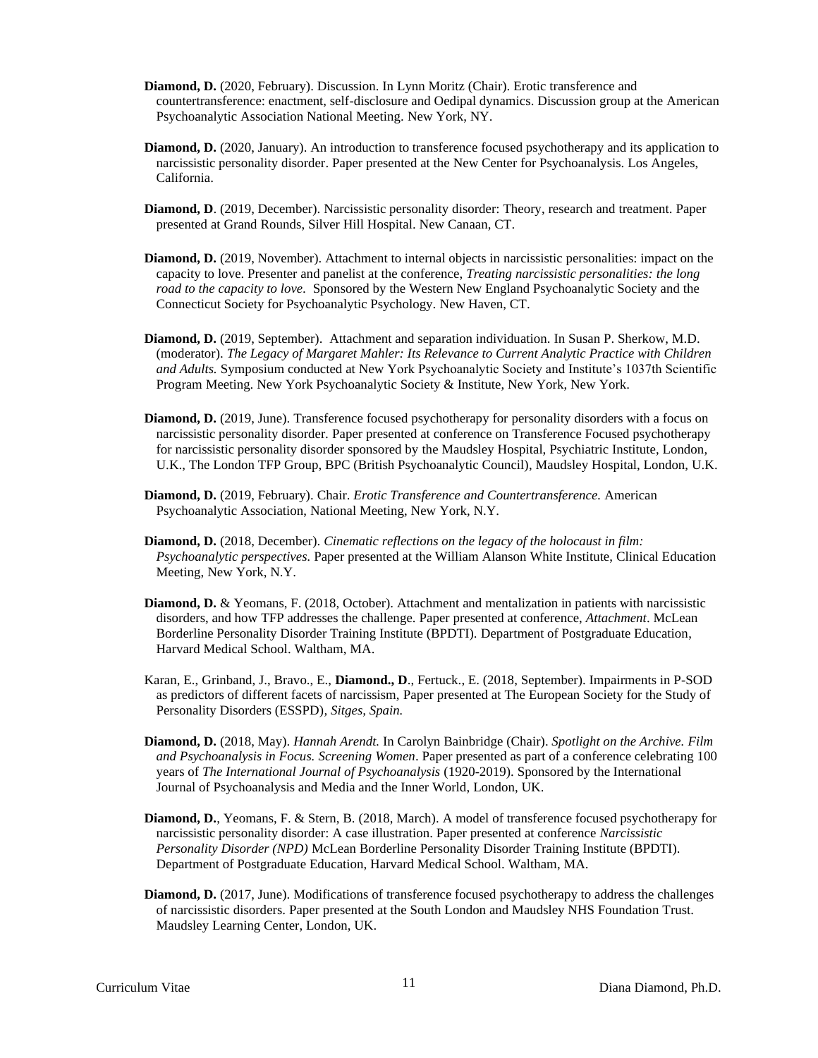**Diamond, D.** (2020, February). Discussion. In Lynn Moritz (Chair). Erotic transference and countertransference: enactment, self-disclosure and Oedipal dynamics. Discussion group at the American Psychoanalytic Association National Meeting. New York, NY.

**Diamond, D.** (2020, January). An introduction to transference focused psychotherapy and its application to narcissistic personality disorder. Paper presented at the New Center for Psychoanalysis. Los Angeles, California.

**Diamond, D**. (2019, December). Narcissistic personality disorder: Theory, research and treatment. Paper presented at Grand Rounds, Silver Hill Hospital. New Canaan, CT.

**Diamond, D.** (2019, November). Attachment to internal objects in narcissistic personalities: impact on the capacity to love. Presenter and panelist at the conference, *Treating narcissistic personalities: the long road to the capacity to love*. Sponsored by the Western New England Psychoanalytic Society and the Connecticut Society for Psychoanalytic Psychology. New Haven, CT.

**Diamond, D.** (2019, September). Attachment and separation individuation. In Susan P. Sherkow, M.D. (moderator). *The Legacy of Margaret Mahler: Its Relevance to Current Analytic Practice with Children and Adults.* Symposium conducted at New York Psychoanalytic Society and Institute's 1037th Scientific Program Meeting. New York Psychoanalytic Society & Institute, New York, New York.

**Diamond, D.** (2019, June). Transference focused psychotherapy for personality disorders with a focus on narcissistic personality disorder. Paper presented at conference on Transference Focused psychotherapy for narcissistic personality disorder sponsored by the Maudsley Hospital, Psychiatric Institute, London, U.K., The London TFP Group, BPC (British Psychoanalytic Council), Maudsley Hospital, London, U.K.

**Diamond, D.** (2019, February). Chair. *Erotic Transference and Countertransference.* American Psychoanalytic Association, National Meeting, New York, N.Y.

**Diamond, D.** (2018, December). *Cinematic reflections on the legacy of the holocaust in film: Psychoanalytic perspectives.* Paper presented at the William Alanson White Institute, Clinical Education Meeting, New York, N.Y.

**Diamond, D.** & Yeomans, F. (2018, October). Attachment and mentalization in patients with narcissistic disorders, and how TFP addresses the challenge. Paper presented at conference, *Attachment*. McLean Borderline Personality Disorder Training Institute (BPDTI). Department of Postgraduate Education, Harvard Medical School. Waltham, MA.

Karan, E., Grinband, J., Bravo., E., **Diamond., D**., Fertuck., E. (2018, September). Impairments in P-SOD as predictors of different facets of narcissism, Paper presented at The European Society for the Study of Personality Disorders (ESSPD), *Sitges, Spain.*

**Diamond, D.** (2018, May). *Hannah Arendt.* In Carolyn Bainbridge (Chair). *Spotlight on the Archive. Film and Psychoanalysis in Focus. Screening Women*. Paper presented as part of a conference celebrating 100 years of *The International Journal of Psychoanalysis* (1920-2019). Sponsored by the International Journal of Psychoanalysis and Media and the Inner World, London, UK.

**Diamond, D.**, Yeomans, F. & Stern, B. (2018, March). A model of transference focused psychotherapy for narcissistic personality disorder: A case illustration. Paper presented at conference *Narcissistic Personality Disorder (NPD)* McLean Borderline Personality Disorder Training Institute (BPDTI). Department of Postgraduate Education, Harvard Medical School. Waltham, MA.

**Diamond, D.** (2017, June). Modifications of transference focused psychotherapy to address the challenges of narcissistic disorders. Paper presented at the South London and Maudsley NHS Foundation Trust. Maudsley Learning Center, London, UK.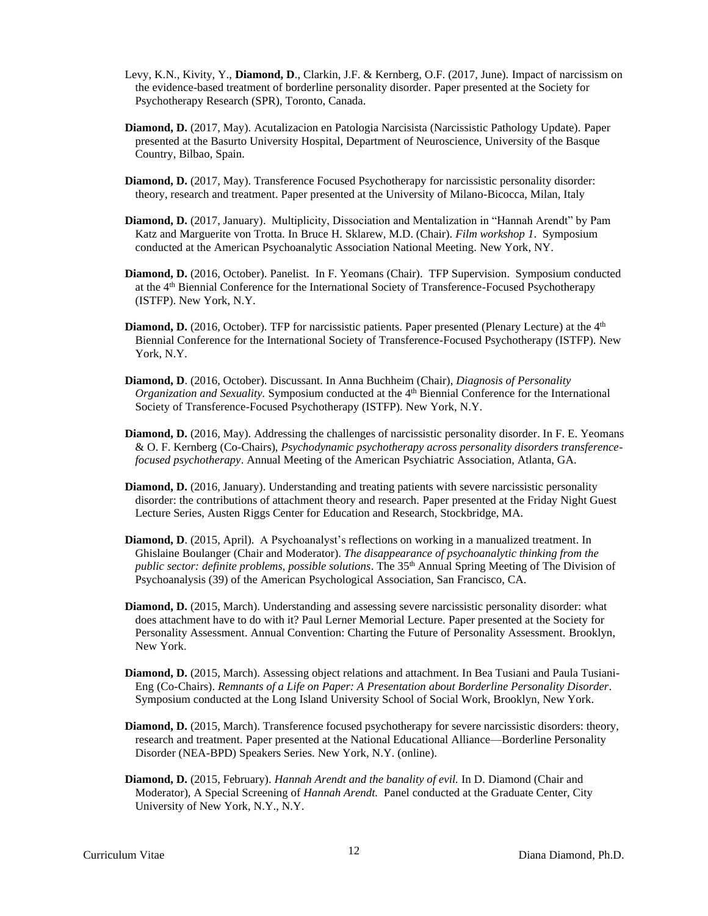Levy, K.N., Kivity, Y., **Diamond, D**., Clarkin, J.F. & Kernberg, O.F. (2017, June). Impact of narcissism on the evidence-based treatment of borderline personality disorder. Paper presented at the Society for Psychotherapy Research (SPR), Toronto, Canada.

**Diamond, D.** (2017, May). Acutalizacion en Patologia Narcisista (Narcissistic Pathology Update). Paper presented at the Basurto University Hospital, Department of Neuroscience, University of the Basque Country, Bilbao, Spain.

**Diamond, D.** (2017, May). Transference Focused Psychotherapy for narcissistic personality disorder: theory, research and treatment. Paper presented at the University of Milano-Bicocca, Milan, Italy

**Diamond, D.** (2017, January). Multiplicity, Dissociation and Mentalization in "Hannah Arendt" by Pam Katz and Marguerite von Trotta. In Bruce H. Sklarew, M.D. (Chair). *Film workshop 1*. Symposium conducted at the American Psychoanalytic Association National Meeting. New York, NY.

**Diamond, D.** (2016, October). Panelist. In F. Yeomans (Chair). TFP Supervision. Symposium conducted at the 4th Biennial Conference for the International Society of Transference-Focused Psychotherapy (ISTFP). New York, N.Y.

**Diamond, D.** (2016, October). TFP for narcissistic patients. Paper presented (Plenary Lecture) at the 4th Biennial Conference for the International Society of Transference-Focused Psychotherapy (ISTFP). New York, N.Y.

**Diamond, D**. (2016, October). Discussant. In Anna Buchheim (Chair), *Diagnosis of Personality Organization and Sexuality.* Symposium conducted at the 4th Biennial Conference for the International Society of Transference-Focused Psychotherapy (ISTFP). New York, N.Y.

**Diamond, D.** (2016, May). Addressing the challenges of narcissistic personality disorder. In F. E. Yeomans & O. F. Kernberg (Co-Chairs), *Psychodynamic psychotherapy across personality disorders transference-focused psychotherapy*. Annual Meeting of the American Psychiatric Association, Atlanta, GA.

**Diamond, D.** (2016, January). Understanding and treating patients with severe narcissistic personality disorder: the contributions of attachment theory and research. Paper presented at the Friday Night Guest Lecture Series, Austen Riggs Center for Education and Research, Stockbridge, MA.

**Diamond, D**. (2015, April). A Psychoanalyst's reflections on working in a manualized treatment. In Ghislaine Boulanger (Chair and Moderator). *The disappearance of psychoanalytic thinking from the public sector: definite problems, possible solutions*. The 35th Annual Spring Meeting of The Division of Psychoanalysis (39) of the American Psychological Association, San Francisco, CA.

**Diamond, D.** (2015, March). Understanding and assessing severe narcissistic personality disorder: what does attachment have to do with it? Paul Lerner Memorial Lecture. Paper presented at the Society for Personality Assessment. Annual Convention: Charting the Future of Personality Assessment. Brooklyn, New York.

**Diamond, D.** (2015, March). Assessing object relations and attachment. In Bea Tusiani and Paula Tusiani-Eng (Co-Chairs). *Remnants of a Life on Paper: A Presentation about Borderline Personality Disorder*. Symposium conducted at the Long Island University School of Social Work, Brooklyn, New York.

**Diamond, D.** (2015, March). Transference focused psychotherapy for severe narcissistic disorders: theory, research and treatment. Paper presented at the National Educational Alliance—Borderline Personality Disorder (NEA-BPD) Speakers Series. New York, N.Y. (online).

**Diamond, D.** (2015, February). *Hannah Arendt and the banality of evil.* In D. Diamond (Chair and Moderator), A Special Screening of *Hannah Arendt.* Panel conducted at the Graduate Center, City University of New York, N.Y., N.Y.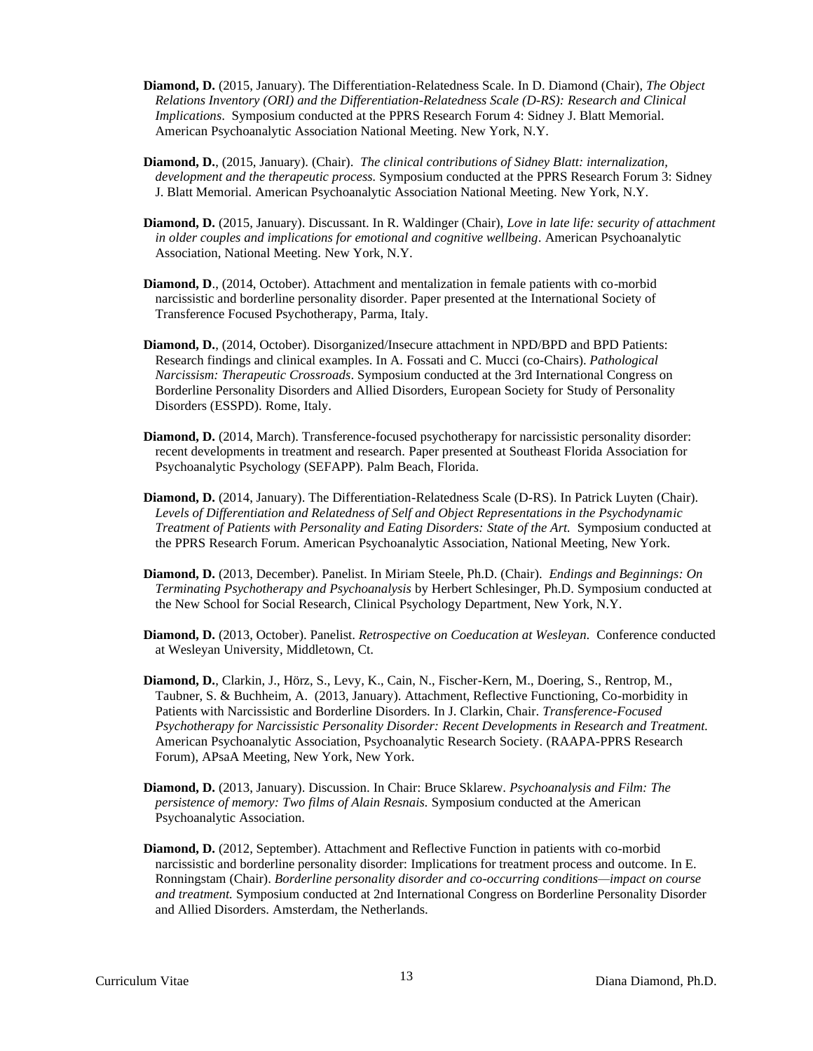**Diamond, D.** (2015, January). The Differentiation-Relatedness Scale. In D. Diamond (Chair), *The Object Relations Inventory (ORI) and the Differentiation-Relatedness Scale (D-RS): Research and Clinical Implications*. Symposium conducted at the PPRS Research Forum 4: Sidney J. Blatt Memorial. American Psychoanalytic Association National Meeting. New York, N.Y.

**Diamond, D.**, (2015, January). (Chair). *The clinical contributions of Sidney Blatt: internalization, development and the therapeutic process.* Symposium conducted at the PPRS Research Forum 3: Sidney J. Blatt Memorial. American Psychoanalytic Association National Meeting. New York, N.Y.

**Diamond, D.** (2015, January). Discussant. In R. Waldinger (Chair), *Love in late life: security of attachment in older couples and implications for emotional and cognitive wellbeing*. American Psychoanalytic Association, National Meeting. New York, N.Y.

**Diamond, D**., (2014, October). Attachment and mentalization in female patients with co-morbid narcissistic and borderline personality disorder. Paper presented at the International Society of Transference Focused Psychotherapy, Parma, Italy.

**Diamond, D.**, (2014, October). Disorganized/Insecure attachment in NPD/BPD and BPD Patients: Research findings and clinical examples. In A. Fossati and C. Mucci (co-Chairs). *Pathological Narcissism: Therapeutic Crossroads*. Symposium conducted at the 3rd International Congress on Borderline Personality Disorders and Allied Disorders, European Society for Study of Personality Disorders (ESSPD). Rome, Italy.

**Diamond, D.** (2014, March). Transference-focused psychotherapy for narcissistic personality disorder: recent developments in treatment and research. Paper presented at Southeast Florida Association for Psychoanalytic Psychology (SEFAPP). Palm Beach, Florida.

**Diamond, D.** (2014, January). The Differentiation-Relatedness Scale (D-RS). In Patrick Luyten (Chair). *Levels of Differentiation and Relatedness of Self and Object Representations in the Psychodynamic Treatment of Patients with Personality and Eating Disorders: State of the Art.* Symposium conducted at the PPRS Research Forum. American Psychoanalytic Association, National Meeting, New York.

**Diamond, D.** (2013, December). Panelist. In Miriam Steele, Ph.D. (Chair). *Endings and Beginnings: On Terminating Psychotherapy and Psychoanalysis* by Herbert Schlesinger, Ph.D. Symposium conducted at the New School for Social Research, Clinical Psychology Department, New York, N.Y.

**Diamond, D.** (2013, October). Panelist. *Retrospective on Coeducation at Wesleyan*. Conference conducted at Wesleyan University, Middletown, Ct.

**Diamond, D.**, Clarkin, J., Hörz, S., Levy, K., Cain, N., Fischer-Kern, M., Doering, S., Rentrop, M., Taubner, S. & Buchheim, A. (2013, January). Attachment, Reflective Functioning, Co-morbidity in Patients with Narcissistic and Borderline Disorders. In J. Clarkin, Chair. *Transference-Focused Psychotherapy for Narcissistic Personality Disorder: Recent Developments in Research and Treatment.* American Psychoanalytic Association, Psychoanalytic Research Society. (RAAPA-PPRS Research Forum), APsaA Meeting, New York, New York.

**Diamond, D.** (2013, January). Discussion. In Chair: Bruce Sklarew. *Psychoanalysis and Film: The persistence of memory: Two films of Alain Resnais.* Symposium conducted at the American Psychoanalytic Association.

**Diamond, D.** (2012, September). Attachment and Reflective Function in patients with co-morbid narcissistic and borderline personality disorder: Implications for treatment process and outcome. In E. Ronningstam (Chair). *Borderline personality disorder and co-occurring conditions—impact on course and treatment.* Symposium conducted at 2nd International Congress on Borderline Personality Disorder and Allied Disorders. Amsterdam, the Netherlands.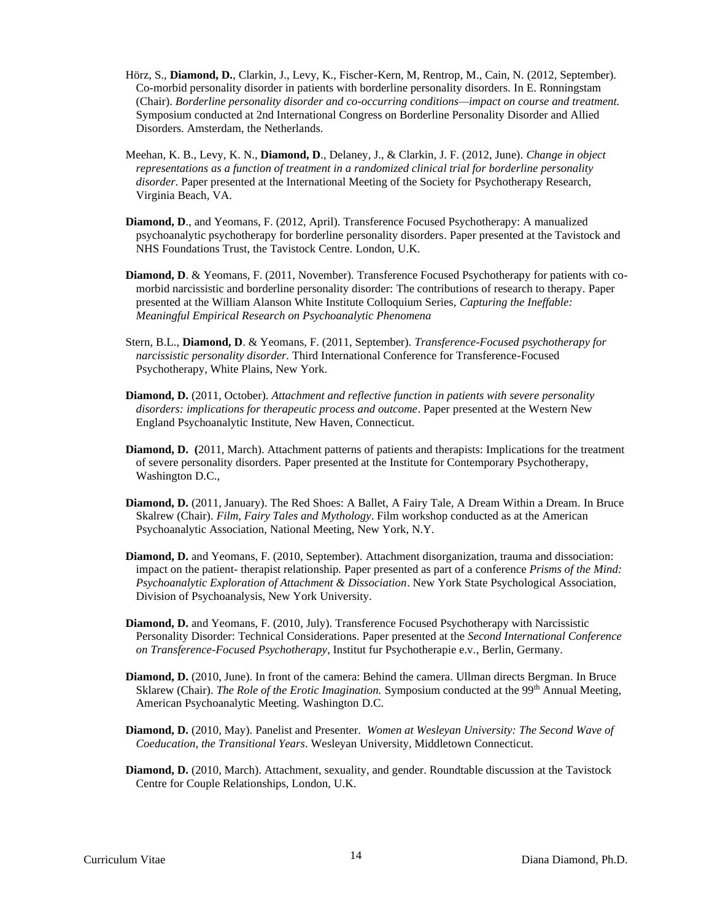Hörz, S., **Diamond, D.**, Clarkin, J., Levy, K., Fischer-Kern, M, Rentrop, M., Cain, N. (2012, September). Co-morbid personality disorder in patients with borderline personality disorders. In E. Ronningstam (Chair). *Borderline personality disorder and co-occurring conditions—impact on course and treatment.* Symposium conducted at 2nd International Congress on Borderline Personality Disorder and Allied Disorders. Amsterdam, the Netherlands.

Meehan, K. B., Levy, K. N., **Diamond, D**., Delaney, J., & Clarkin, J. F. (2012, June). *Change in object representations as a function of treatment in a randomized clinical trial for borderline personality disorder*. Paper presented at the International Meeting of the Society for Psychotherapy Research, Virginia Beach, VA.

**Diamond, D**., and Yeomans, F. (2012, April). Transference Focused Psychotherapy: A manualized psychoanalytic psychotherapy for borderline personality disorders. Paper presented at the Tavistock and NHS Foundations Trust, the Tavistock Centre. London, U.K.

**Diamond, D**. & Yeomans, F. (2011, November). Transference Focused Psychotherapy for patients with co-morbid narcissistic and borderline personality disorder: The contributions of research to therapy. Paper presented at the William Alanson White Institute Colloquium Series, *Capturing the Ineffable: Meaningful Empirical Research on Psychoanalytic Phenomena*

Stern, B.L., **Diamond, D**. & Yeomans, F. (2011, September). *Transference-Focused psychotherapy for narcissistic personality disorder.* Third International Conference for Transference-Focused Psychotherapy, White Plains, New York.

**Diamond, D.** (2011, October). *Attachment and reflective function in patients with severe personality disorders: implications for therapeutic process and outcome*. Paper presented at the Western New England Psychoanalytic Institute, New Haven, Connecticut.

**Diamond, D. (**2011, March). Attachment patterns of patients and therapists: Implications for the treatment of severe personality disorders. Paper presented at the Institute for Contemporary Psychotherapy, Washington D.C.,

**Diamond, D.** (2011, January). The Red Shoes: A Ballet, A Fairy Tale, A Dream Within a Dream. In Bruce Skalrew (Chair). *Film, Fairy Tales and Mythology*. Film workshop conducted as at the American Psychoanalytic Association, National Meeting, New York, N.Y.

**Diamond, D.** and Yeomans, F. (2010, September). Attachment disorganization, trauma and dissociation: impact on the patient- therapist relationship. Paper presented as part of a conference *Prisms of the Mind: Psychoanalytic Exploration of Attachment & Dissociation*. New York State Psychological Association, Division of Psychoanalysis, New York University.

**Diamond, D.** and Yeomans, F. (2010, July). Transference Focused Psychotherapy with Narcissistic Personality Disorder: Technical Considerations. Paper presented at the *Second International Conference on Transference-Focused Psychotherapy*, Institut fur Psychotherapie e.v., Berlin, Germany.

**Diamond, D.** (2010, June). In front of the camera: Behind the camera. Ullman directs Bergman. In Bruce Sklarew (Chair). *The Role of the Erotic Imagination.* Symposium conducted at the 99th Annual Meeting, American Psychoanalytic Meeting. Washington D.C.

**Diamond, D.** (2010, May). Panelist and Presenter. *Women at Wesleyan University: The Second Wave of Coeducation, the Transitional Years*. Wesleyan University, Middletown Connecticut.

**Diamond, D.** (2010, March). Attachment, sexuality, and gender. Roundtable discussion at the Tavistock Centre for Couple Relationships, London, U.K.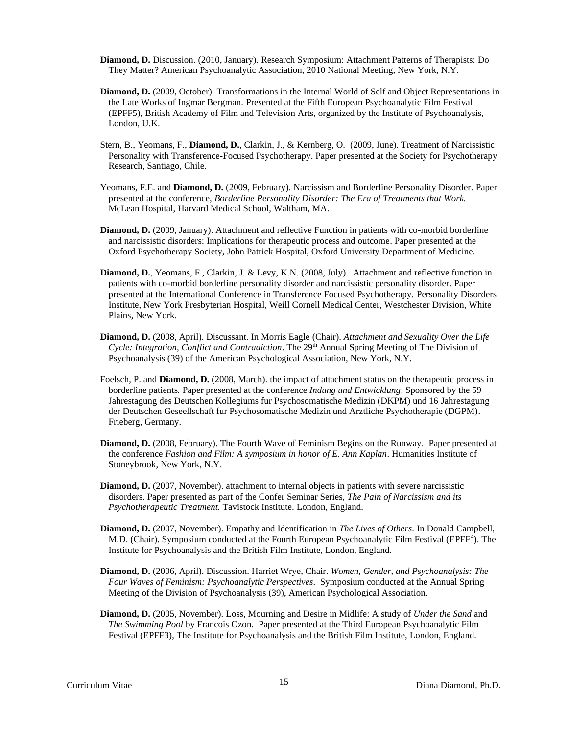**Diamond, D.** Discussion. (2010, January). Research Symposium: Attachment Patterns of Therapists: Do They Matter? American Psychoanalytic Association, 2010 National Meeting, New York, N.Y.

**Diamond, D.** (2009, October). Transformations in the Internal World of Self and Object Representations in the Late Works of Ingmar Bergman. Presented at the Fifth European Psychoanalytic Film Festival (EPFF5), British Academy of Film and Television Arts, organized by the Institute of Psychoanalysis, London, U.K.

Stern, B., Yeomans, F., **Diamond, D.**, Clarkin, J., & Kernberg, O. (2009, June). Treatment of Narcissistic Personality with Transference-Focused Psychotherapy. Paper presented at the Society for Psychotherapy Research, Santiago, Chile.

Yeomans, F.E. and **Diamond, D.** (2009, February). Narcissism and Borderline Personality Disorder. Paper presented at the conference, *Borderline Personality Disorder: The Era of Treatments that Work.* McLean Hospital, Harvard Medical School, Waltham, MA.

**Diamond, D.** (2009, January). Attachment and reflective Function in patients with co-morbid borderline and narcissistic disorders: Implications for therapeutic process and outcome. Paper presented at the Oxford Psychotherapy Society, John Patrick Hospital, Oxford University Department of Medicine.

**Diamond, D.**, Yeomans, F., Clarkin, J. & Levy, K.N. (2008, July). Attachment and reflective function in patients with co-morbid borderline personality disorder and narcissistic personality disorder. Paper presented at the International Conference in Transference Focused Psychotherapy. Personality Disorders Institute, New York Presbyterian Hospital, Weill Cornell Medical Center, Westchester Division, White Plains, New York.

**Diamond, D.** (2008, April). Discussant. In Morris Eagle (Chair). *Attachment and Sexuality Over the Life Cycle: Integration, Conflict and Contradiction*. The 29th Annual Spring Meeting of The Division of Psychoanalysis (39) of the American Psychological Association, New York, N.Y.

Foelsch, P. and **Diamond, D.** (2008, March). the impact of attachment status on the therapeutic process in borderline patients*.* Paper presented at the conference *Indung und Entwicklung*. Sponsored by the 59 Jahrestagung des Deutschen Kollegiums fur Psychosomatische Medizin (DKPM) und 16 Jahrestagung der Deutschen Geseellschaft fur Psychosomatische Medizin und Arztliche Psychotherapie (DGPM). Frieberg, Germany.

**Diamond, D.** (2008, February). The Fourth Wave of Feminism Begins on the Runway. Paper presented at the conference *Fashion and Film: A symposium in honor of E. Ann Kaplan*. Humanities Institute of Stoneybrook, New York, N.Y.

**Diamond, D.** (2007, November). attachment to internal objects in patients with severe narcissistic disorders. Paper presented as part of the Confer Seminar Series, *The Pain of Narcissism and its Psychotherapeutic Treatment.* Tavistock Institute. London, England.

**Diamond, D.** (2007, November). Empathy and Identification in *The Lives of Others*. In Donald Campbell, M.D. (Chair). Symposium conducted at the Fourth European Psychoanalytic Film Festival (EPFF4). The Institute for Psychoanalysis and the British Film Institute, London, England.

**Diamond, D.** (2006, April). Discussion. Harriet Wrye, Chair. *Women, Gender, and Psychoanalysis: The Four Waves of Feminism: Psychoanalytic Perspectives*. Symposium conducted at the Annual Spring Meeting of the Division of Psychoanalysis (39), American Psychological Association.

**Diamond, D.** (2005, November). Loss, Mourning and Desire in Midlife: A study of *Under the Sand* and *The Swimming Pool* by Francois Ozon. Paper presented at the Third European Psychoanalytic Film Festival (EPFF3), The Institute for Psychoanalysis and the British Film Institute, London, England.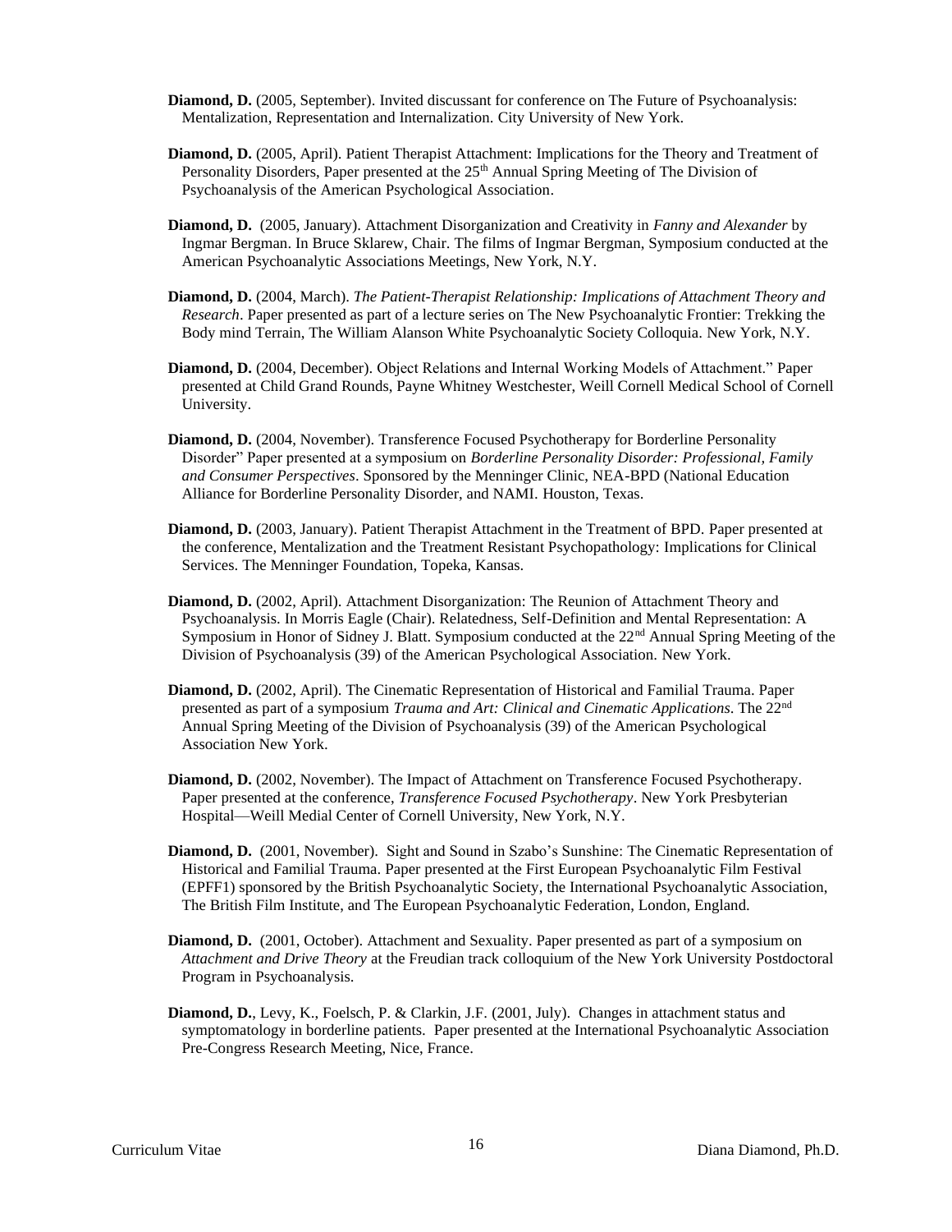**Diamond, D.** (2005, September). Invited discussant for conference on The Future of Psychoanalysis: Mentalization, Representation and Internalization. City University of New York.

**Diamond, D.** (2005, April). Patient Therapist Attachment: Implications for the Theory and Treatment of Personality Disorders, Paper presented at the 25th Annual Spring Meeting of The Division of Psychoanalysis of the American Psychological Association.

**Diamond, D.** (2005, January). Attachment Disorganization and Creativity in *Fanny and Alexander* by Ingmar Bergman. In Bruce Sklarew, Chair. The films of Ingmar Bergman, Symposium conducted at the American Psychoanalytic Associations Meetings, New York, N.Y.

**Diamond, D.** (2004, March). *The Patient-Therapist Relationship: Implications of Attachment Theory and Research*. Paper presented as part of a lecture series on The New Psychoanalytic Frontier: Trekking the Body mind Terrain, The William Alanson White Psychoanalytic Society Colloquia. New York, N.Y.

**Diamond, D.** (2004, December). Object Relations and Internal Working Models of Attachment." Paper presented at Child Grand Rounds, Payne Whitney Westchester, Weill Cornell Medical School of Cornell University.

**Diamond, D.** (2004, November). Transference Focused Psychotherapy for Borderline Personality Disorder" Paper presented at a symposium on *Borderline Personality Disorder: Professional, Family and Consumer Perspectives*. Sponsored by the Menninger Clinic, NEA-BPD (National Education Alliance for Borderline Personality Disorder, and NAMI. Houston, Texas.

**Diamond, D.** (2003, January). Patient Therapist Attachment in the Treatment of BPD. Paper presented at the conference, Mentalization and the Treatment Resistant Psychopathology: Implications for Clinical Services. The Menninger Foundation, Topeka, Kansas.

**Diamond, D.** (2002, April). Attachment Disorganization: The Reunion of Attachment Theory and Psychoanalysis. In Morris Eagle (Chair). Relatedness, Self-Definition and Mental Representation: A Symposium in Honor of Sidney J. Blatt. Symposium conducted at the 22nd Annual Spring Meeting of the Division of Psychoanalysis (39) of the American Psychological Association. New York.

**Diamond, D.** (2002, April). The Cinematic Representation of Historical and Familial Trauma. Paper presented as part of a symposium *Trauma and Art: Clinical and Cinematic Applications*. The 22nd Annual Spring Meeting of the Division of Psychoanalysis (39) of the American Psychological Association New York.

**Diamond, D.** (2002, November). The Impact of Attachment on Transference Focused Psychotherapy. Paper presented at the conference, *Transference Focused Psychotherapy*. New York Presbyterian Hospital—Weill Medial Center of Cornell University, New York, N.Y.

**Diamond, D.** (2001, November). Sight and Sound in Szabo's Sunshine: The Cinematic Representation of Historical and Familial Trauma. Paper presented at the First European Psychoanalytic Film Festival (EPFF1) sponsored by the British Psychoanalytic Society, the International Psychoanalytic Association, The British Film Institute, and The European Psychoanalytic Federation, London, England.

**Diamond, D.** (2001, October). Attachment and Sexuality. Paper presented as part of a symposium on *Attachment and Drive Theory* at the Freudian track colloquium of the New York University Postdoctoral Program in Psychoanalysis.

**Diamond, D.**, Levy, K., Foelsch, P. & Clarkin, J.F. (2001, July). Changes in attachment status and symptomatology in borderline patients. Paper presented at the International Psychoanalytic Association Pre-Congress Research Meeting, Nice, France.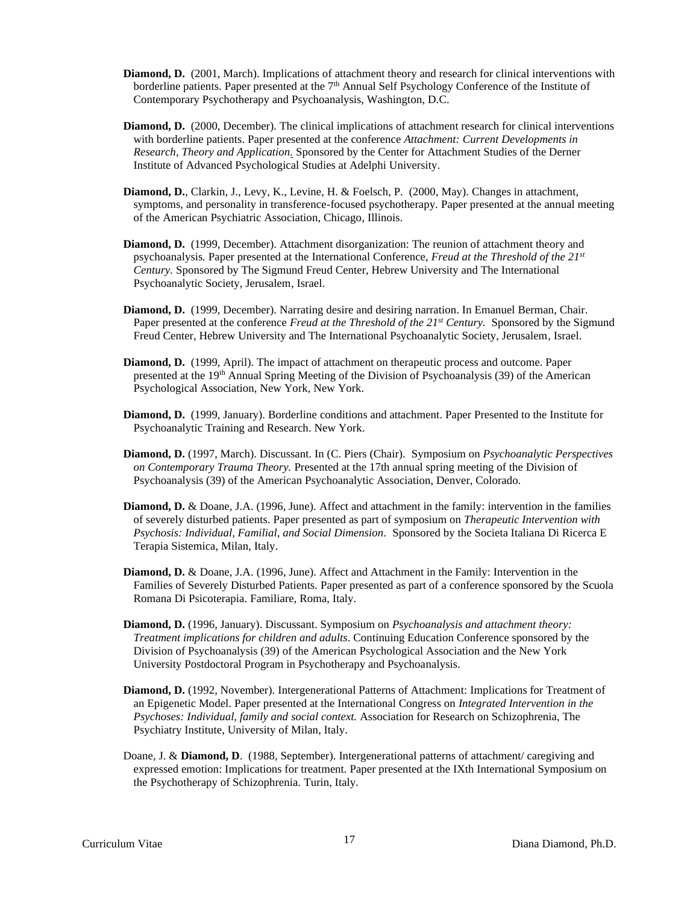**Diamond, D.** (2001, March). Implications of attachment theory and research for clinical interventions with borderline patients. Paper presented at the 7th Annual Self Psychology Conference of the Institute of Contemporary Psychotherapy and Psychoanalysis, Washington, D.C.

**Diamond, D.** (2000, December). The clinical implications of attachment research for clinical interventions with borderline patients. Paper presented at the conference *Attachment: Current Developments in Research, Theory and Application.* Sponsored by the Center for Attachment Studies of the Derner Institute of Advanced Psychological Studies at Adelphi University.

**Diamond, D.**, Clarkin, J., Levy, K., Levine, H. & Foelsch, P. (2000, May). Changes in attachment, symptoms, and personality in transference-focused psychotherapy. Paper presented at the annual meeting of the American Psychiatric Association, Chicago, Illinois.

**Diamond, D.** (1999, December). Attachment disorganization: The reunion of attachment theory and psychoanalysis*.* Paper presented at the International Conference, *Freud at the Threshold of the 21st Century.* Sponsored by The Sigmund Freud Center, Hebrew University and The International Psychoanalytic Society, Jerusalem, Israel.

**Diamond, D.** (1999, December). Narrating desire and desiring narration. In Emanuel Berman, Chair. Paper presented at the conference *Freud at the Threshold of the 21st Century.* Sponsored by the Sigmund Freud Center, Hebrew University and The International Psychoanalytic Society, Jerusalem, Israel.

**Diamond, D.** (1999, April). The impact of attachment on therapeutic process and outcome. Paper presented at the 19th Annual Spring Meeting of the Division of Psychoanalysis (39) of the American Psychological Association, New York, New York.

**Diamond, D.** (1999, January). Borderline conditions and attachment. Paper Presented to the Institute for Psychoanalytic Training and Research. New York.

**Diamond, D.** (1997, March). Discussant. In (C. Piers (Chair). Symposium on *Psychoanalytic Perspectives on Contemporary Trauma Theory.* Presented at the 17th annual spring meeting of the Division of Psychoanalysis (39) of the American Psychoanalytic Association, Denver, Colorado.

**Diamond, D.** & Doane, J.A. (1996, June). Affect and attachment in the family: intervention in the families of severely disturbed patients. Paper presented as part of symposium on *Therapeutic Intervention with Psychosis: Individual, Familial, and Social Dimension*. Sponsored by the Societa Italiana Di Ricerca E Terapia Sistemica, Milan, Italy.

**Diamond, D.** & Doane, J.A. (1996, June). Affect and Attachment in the Family: Intervention in the Families of Severely Disturbed Patients. Paper presented as part of a conference sponsored by the Scuola Romana Di Psicoterapia. Familiare, Roma, Italy.

**Diamond, D.** (1996, January). Discussant. Symposium on *Psychoanalysis and attachment theory: Treatment implications for children and adults*. Continuing Education Conference sponsored by the Division of Psychoanalysis (39) of the American Psychological Association and the New York University Postdoctoral Program in Psychotherapy and Psychoanalysis.

**Diamond, D.** (1992, November). Intergenerational Patterns of Attachment: Implications for Treatment of an Epigenetic Model. Paper presented at the International Congress on *Integrated Intervention in the Psychoses: Individual, family and social context.* Association for Research on Schizophrenia, The Psychiatry Institute, University of Milan, Italy.

Doane, J. & **Diamond, D**. (1988, September). Intergenerational patterns of attachment/ caregiving and expressed emotion: Implications for treatment. Paper presented at the IXth International Symposium on the Psychotherapy of Schizophrenia. Turin, Italy.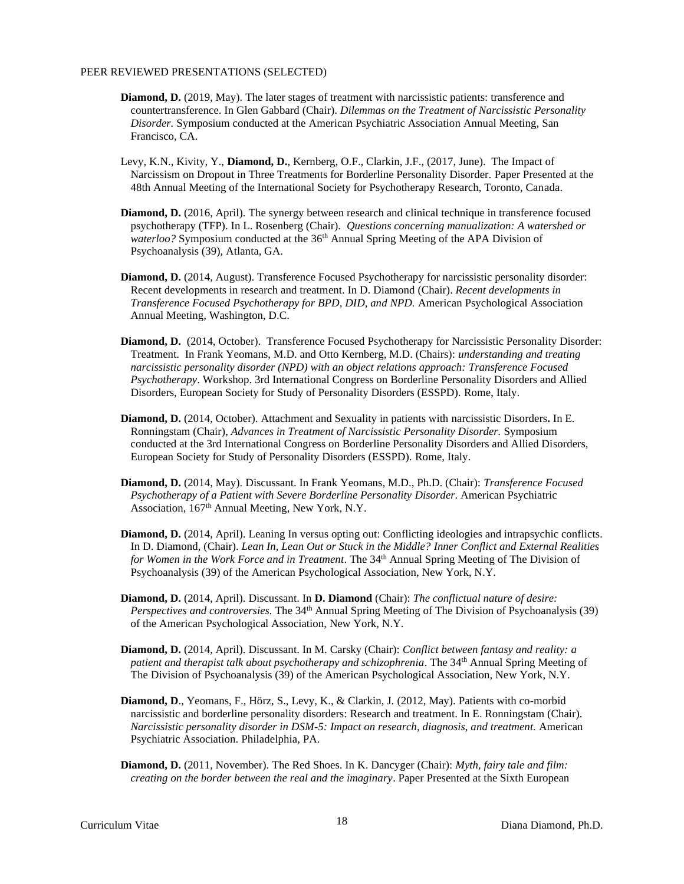PEER REVIEWED PRESENTATIONS (SELECTED)

**Diamond, D.** (2019, May). The later stages of treatment with narcissistic patients: transference and countertransference. In Glen Gabbard (Chair). *Dilemmas on the Treatment of Narcissistic Personality Disorder.* Symposium conducted at the American Psychiatric Association Annual Meeting, San Francisco, CA.

Levy, K.N., Kivity, Y., **Diamond, D.**, Kernberg, O.F., Clarkin, J.F., (2017, June). The Impact of Narcissism on Dropout in Three Treatments for Borderline Personality Disorder. Paper Presented at the 48th Annual Meeting of the International Society for Psychotherapy Research, Toronto, Canada.

**Diamond, D.** (2016, April). The synergy between research and clinical technique in transference focused psychotherapy (TFP). In L. Rosenberg (Chair). *Questions concerning manualization: A watershed or waterloo?* Symposium conducted at the 36th Annual Spring Meeting of the APA Division of Psychoanalysis (39), Atlanta, GA.

**Diamond, D.** (2014, August). Transference Focused Psychotherapy for narcissistic personality disorder: Recent developments in research and treatment. In D. Diamond (Chair). *Recent developments in Transference Focused Psychotherapy for BPD, DID, and NPD.* American Psychological Association Annual Meeting, Washington, D.C.

**Diamond, D.** (2014, October). Transference Focused Psychotherapy for Narcissistic Personality Disorder: Treatment. In Frank Yeomans, M.D. and Otto Kernberg, M.D. (Chairs): *understanding and treating narcissistic personality disorder (NPD) with an object relations approach: Transference Focused Psychotherapy*. Workshop. 3rd International Congress on Borderline Personality Disorders and Allied Disorders, European Society for Study of Personality Disorders (ESSPD). Rome, Italy.

**Diamond, D.** (2014, October). Attachment and Sexuality in patients with narcissistic Disorders**.** In E. Ronningstam (Chair), *Advances in Treatment of Narcissistic Personality Disorder.* Symposium conducted at the 3rd International Congress on Borderline Personality Disorders and Allied Disorders, European Society for Study of Personality Disorders (ESSPD). Rome, Italy.

**Diamond, D.** (2014, May). Discussant. In Frank Yeomans, M.D., Ph.D. (Chair): *Transference Focused Psychotherapy of a Patient with Severe Borderline Personality Disorder.* American Psychiatric Association, 167th Annual Meeting, New York, N.Y.

**Diamond, D.** (2014, April). Leaning In versus opting out: Conflicting ideologies and intrapsychic conflicts. In D. Diamond, (Chair). *Lean In, Lean Out or Stuck in the Middle? Inner Conflict and External Realities for Women in the Work Force and in Treatment*. The 34th Annual Spring Meeting of The Division of Psychoanalysis (39) of the American Psychological Association, New York, N.Y.

**Diamond, D.** (2014, April). Discussant. In **D. Diamond** (Chair): *The conflictual nature of desire: Perspectives and controversies.* The 34th Annual Spring Meeting of The Division of Psychoanalysis (39) of the American Psychological Association, New York, N.Y.

**Diamond, D.** (2014, April). Discussant. In M. Carsky (Chair): *Conflict between fantasy and reality: a patient and therapist talk about psychotherapy and schizophrenia*. The 34th Annual Spring Meeting of The Division of Psychoanalysis (39) of the American Psychological Association, New York, N.Y.

**Diamond, D**., Yeomans, F., Hörz, S., Levy, K., & Clarkin, J. (2012, May). Patients with co-morbid narcissistic and borderline personality disorders: Research and treatment. In E. Ronningstam (Chair). *Narcissistic personality disorder in DSM-5: Impact on research, diagnosis, and treatment.* American Psychiatric Association. Philadelphia, PA.

**Diamond, D.** (2011, November). The Red Shoes. In K. Dancyger (Chair): *Myth, fairy tale and film: creating on the border between the real and the imaginary*. Paper Presented at the Sixth European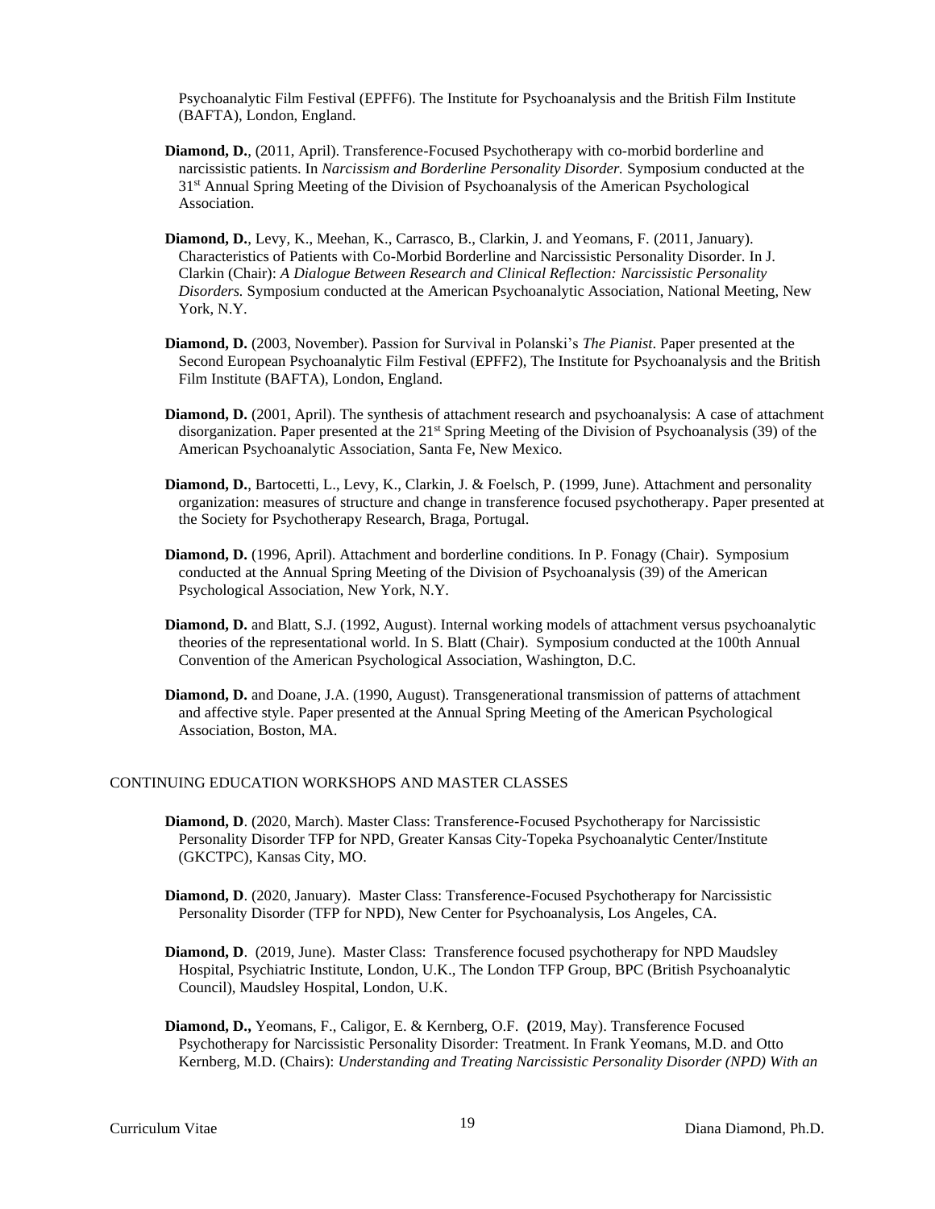Psychoanalytic Film Festival (EPFF6). The Institute for Psychoanalysis and the British Film Institute (BAFTA), London, England.

**Diamond, D.**, (2011, April). Transference-Focused Psychotherapy with co-morbid borderline and narcissistic patients. In *Narcissism and Borderline Personality Disorder.* Symposium conducted at the 31st Annual Spring Meeting of the Division of Psychoanalysis of the American Psychological Association.

**Diamond, D.**, Levy, K., Meehan, K., Carrasco, B., Clarkin, J. and Yeomans, F. (2011, January). Characteristics of Patients with Co-Morbid Borderline and Narcissistic Personality Disorder. In J. Clarkin (Chair): *A Dialogue Between Research and Clinical Reflection: Narcissistic Personality Disorders.* Symposium conducted at the American Psychoanalytic Association, National Meeting, New York, N.Y.

**Diamond, D.** (2003, November). Passion for Survival in Polanski's *The Pianist*. Paper presented at the Second European Psychoanalytic Film Festival (EPFF2), The Institute for Psychoanalysis and the British Film Institute (BAFTA), London, England.

**Diamond, D.** (2001, April). The synthesis of attachment research and psychoanalysis: A case of attachment disorganization. Paper presented at the 21st Spring Meeting of the Division of Psychoanalysis (39) of the American Psychoanalytic Association, Santa Fe, New Mexico.

**Diamond, D.**, Bartocetti, L., Levy, K., Clarkin, J. & Foelsch, P. (1999, June). Attachment and personality organization: measures of structure and change in transference focused psychotherapy. Paper presented at the Society for Psychotherapy Research, Braga, Portugal.

**Diamond, D.** (1996, April). Attachment and borderline conditions. In P. Fonagy (Chair). Symposium conducted at the Annual Spring Meeting of the Division of Psychoanalysis (39) of the American Psychological Association, New York, N.Y.

**Diamond, D.** and Blatt, S.J. (1992, August). Internal working models of attachment versus psychoanalytic theories of the representational world. In S. Blatt (Chair). Symposium conducted at the 100th Annual Convention of the American Psychological Association, Washington, D.C.

**Diamond, D.** and Doane, J.A. (1990, August). Transgenerational transmission of patterns of attachment and affective style. Paper presented at the Annual Spring Meeting of the American Psychological Association, Boston, MA.

CONTINUING EDUCATION WORKSHOPS AND MASTER CLASSES

**Diamond, D**. (2020, March). Master Class: Transference-Focused Psychotherapy for Narcissistic Personality Disorder TFP for NPD, Greater Kansas City-Topeka Psychoanalytic Center/Institute (GKCTPC), Kansas City, MO.

**Diamond, D**. (2020, January). Master Class: Transference-Focused Psychotherapy for Narcissistic Personality Disorder (TFP for NPD), New Center for Psychoanalysis, Los Angeles, CA.

**Diamond, D**. (2019, June). Master Class: Transference focused psychotherapy for NPD Maudsley Hospital, Psychiatric Institute, London, U.K., The London TFP Group, BPC (British Psychoanalytic Council), Maudsley Hospital, London, U.K.

**Diamond, D.,** Yeomans, F., Caligor, E. & Kernberg, O.F. **(**2019, May). Transference Focused Psychotherapy for Narcissistic Personality Disorder: Treatment. In Frank Yeomans, M.D. and Otto Kernberg, M.D. (Chairs): *Understanding and Treating Narcissistic Personality Disorder (NPD) With an*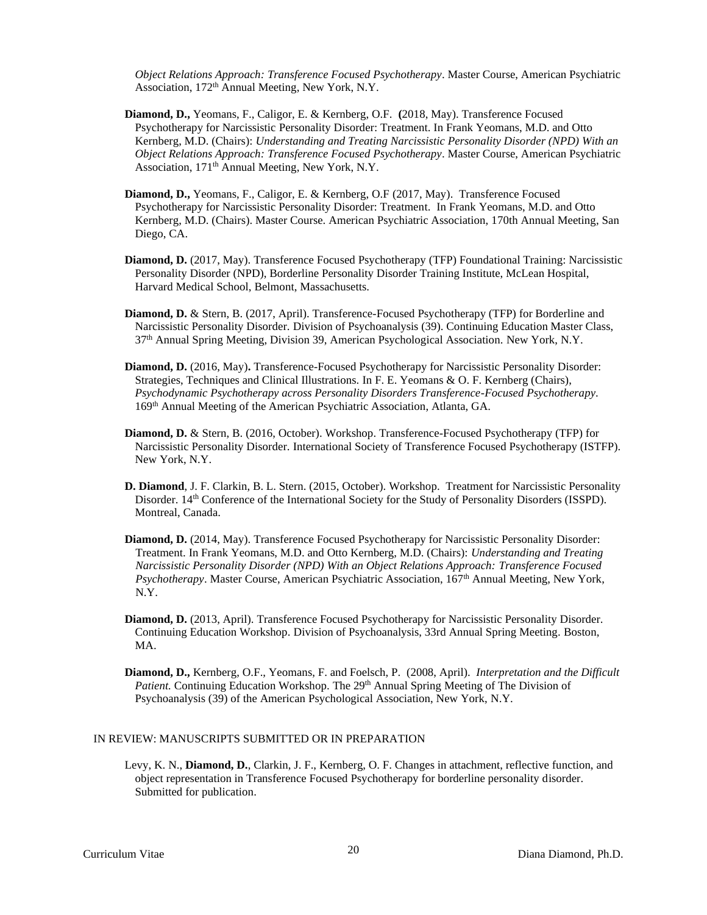*Object Relations Approach: Transference Focused Psychotherapy*. Master Course, American Psychiatric Association, 172[th] Annual Meeting, New York, N.Y.

**Diamond, D.,** Yeomans, F., Caligor, E. & Kernberg, O.F. **(**2018, May). Transference Focused Psychotherapy for Narcissistic Personality Disorder: Treatment. In Frank Yeomans, M.D. and Otto Kernberg, M.D. (Chairs): *Understanding and Treating Narcissistic Personality Disorder (NPD) With an Object Relations Approach: Transference Focused Psychotherapy*. Master Course, American Psychiatric Association, 171[th] Annual Meeting, New York, N.Y.

**Diamond, D.,** Yeomans, F., Caligor, E. & Kernberg, O.F (2017, May). Transference Focused Psychotherapy for Narcissistic Personality Disorder: Treatment. In Frank Yeomans, M.D. and Otto Kernberg, M.D. (Chairs). Master Course. American Psychiatric Association, 170th Annual Meeting, San Diego, CA.

**Diamond, D.** (2017, May). Transference Focused Psychotherapy (TFP) Foundational Training: Narcissistic Personality Disorder (NPD), Borderline Personality Disorder Training Institute, McLean Hospital, Harvard Medical School, Belmont, Massachusetts.

**Diamond, D.** & Stern, B. (2017, April). Transference-Focused Psychotherapy (TFP) for Borderline and Narcissistic Personality Disorder. Division of Psychoanalysis (39). Continuing Education Master Class, 37[th] Annual Spring Meeting, Division 39, American Psychological Association. New York, N.Y.

**Diamond, D.** (2016, May)**.** Transference-Focused Psychotherapy for Narcissistic Personality Disorder: Strategies, Techniques and Clinical Illustrations. In F. E. Yeomans & O. F. Kernberg (Chairs), *Psychodynamic Psychotherapy across Personality Disorders Transference-Focused Psychotherapy*. 169[th] Annual Meeting of the American Psychiatric Association, Atlanta, GA.

**Diamond, D.** & Stern, B. (2016, October). Workshop. Transference-Focused Psychotherapy (TFP) for Narcissistic Personality Disorder. International Society of Transference Focused Psychotherapy (ISTFP). New York, N.Y.

**D. Diamond**, J. F. Clarkin, B. L. Stern. (2015, October). Workshop. Treatment for Narcissistic Personality Disorder. 14[th] Conference of the International Society for the Study of Personality Disorders (ISSPD). Montreal, Canada.

**Diamond, D.** (2014, May). Transference Focused Psychotherapy for Narcissistic Personality Disorder: Treatment. In Frank Yeomans, M.D. and Otto Kernberg, M.D. (Chairs): *Understanding and Treating Narcissistic Personality Disorder (NPD) With an Object Relations Approach: Transference Focused Psychotherapy*. Master Course, American Psychiatric Association, 167[th] Annual Meeting, New York, N.Y.

**Diamond, D.** (2013, April). Transference Focused Psychotherapy for Narcissistic Personality Disorder. Continuing Education Workshop. Division of Psychoanalysis, 33rd Annual Spring Meeting. Boston, MA.

**Diamond, D.,** Kernberg, O.F., Yeomans, F. and Foelsch, P. (2008, April). *Interpretation and the Difficult Patient.* Continuing Education Workshop. The 29[th] Annual Spring Meeting of The Division of Psychoanalysis (39) of the American Psychological Association, New York, N.Y.

IN REVIEW: MANUSCRIPTS SUBMITTED OR IN PREPARATION

Levy, K. N., **Diamond, D.**, Clarkin, J. F., Kernberg, O. F. Changes in attachment, reflective function, and object representation in Transference Focused Psychotherapy for borderline personality disorder. Submitted for publication.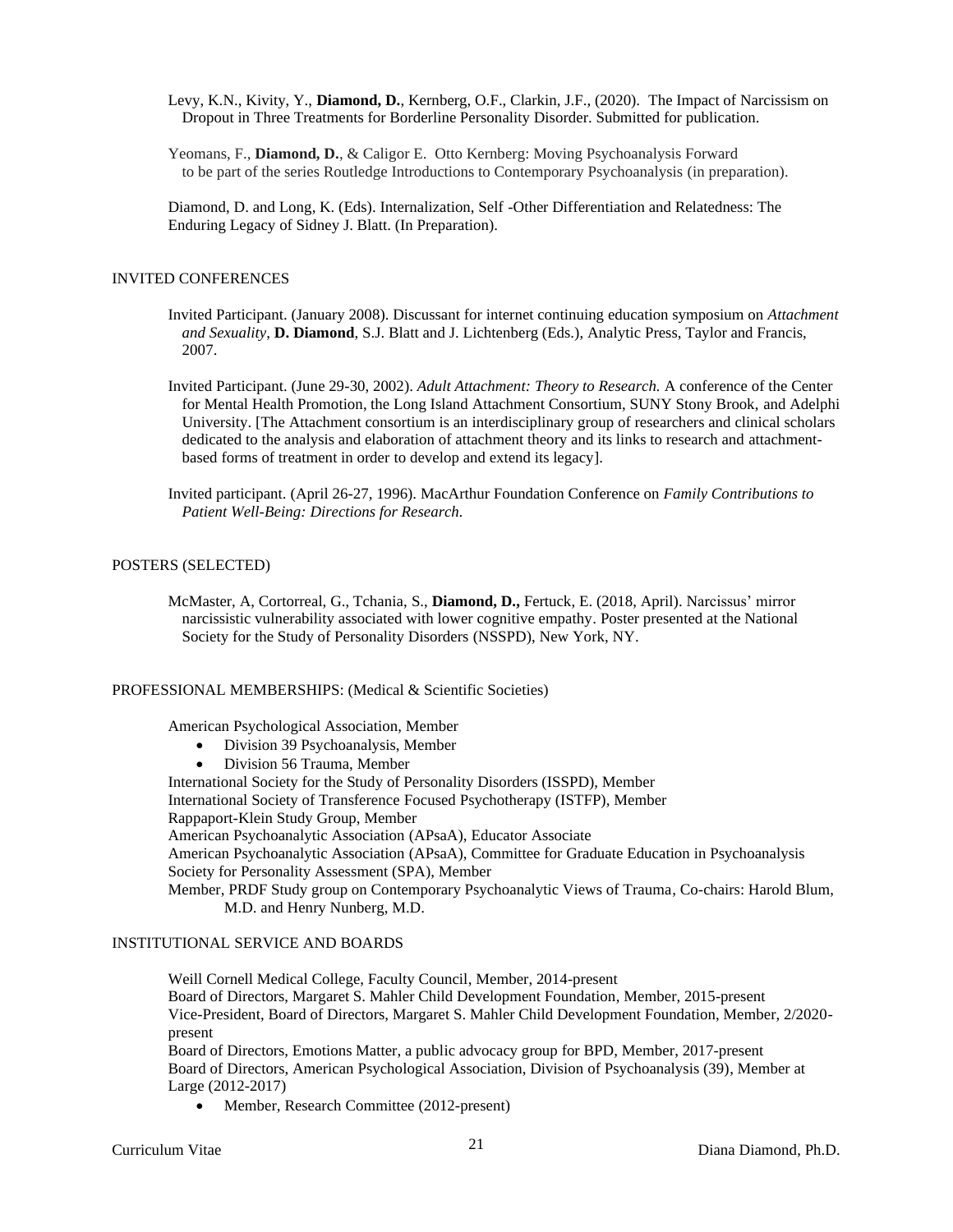Levy, K.N., Kivity, Y., **Diamond, D.**, Kernberg, O.F., Clarkin, J.F., (2020). The Impact of Narcissism on Dropout in Three Treatments for Borderline Personality Disorder. Submitted for publication.

Yeomans, F., **Diamond, D.**, & Caligor E. Otto Kernberg: Moving Psychoanalysis Forward to be part of the series Routledge Introductions to Contemporary Psychoanalysis (in preparation).

Diamond, D. and Long, K. (Eds). Internalization, Self -Other Differentiation and Relatedness: The Enduring Legacy of Sidney J. Blatt. (In Preparation).

## INVITED CONFERENCES

Invited Participant. (January 2008). Discussant for internet continuing education symposium on *Attachment and Sexuality*, **D. Diamond**, S.J. Blatt and J. Lichtenberg (Eds.), Analytic Press, Taylor and Francis, 2007.

Invited Participant. (June 29-30, 2002). *Adult Attachment: Theory to Research.* A conference of the Center for Mental Health Promotion, the Long Island Attachment Consortium, SUNY Stony Brook, and Adelphi University. [The Attachment consortium is an interdisciplinary group of researchers and clinical scholars dedicated to the analysis and elaboration of attachment theory and its links to research and attachment-based forms of treatment in order to develop and extend its legacy].

Invited participant. (April 26-27, 1996). MacArthur Foundation Conference on *Family Contributions to Patient Well-Being: Directions for Research.*

## POSTERS (SELECTED)

McMaster, A, Cortorreal, G., Tchania, S., **Diamond, D.,** Fertuck, E. (2018, April). Narcissus' mirror narcissistic vulnerability associated with lower cognitive empathy. Poster presented at the National Society for the Study of Personality Disorders (NSSPD), New York, NY.

## PROFESSIONAL MEMBERSHIPS: (Medical & Scientific Societies)

American Psychological Association, Member
- Division 39 Psychoanalysis, Member
- Division 56 Trauma, Member

International Society for the Study of Personality Disorders (ISSPD), Member
International Society of Transference Focused Psychotherapy (ISTFP), Member
Rappaport-Klein Study Group, Member
American Psychoanalytic Association (APsaA), Educator Associate
American Psychoanalytic Association (APsaA), Committee for Graduate Education in Psychoanalysis
Society for Personality Assessment (SPA), Member
Member, PRDF Study group on Contemporary Psychoanalytic Views of Trauma, Co-chairs: Harold Blum, M.D. and Henry Nunberg, M.D.

## INSTITUTIONAL SERVICE AND BOARDS

Weill Cornell Medical College, Faculty Council, Member, 2014-present
Board of Directors, Margaret S. Mahler Child Development Foundation, Member, 2015-present
Vice-President, Board of Directors, Margaret S. Mahler Child Development Foundation, Member, 2/2020-present
Board of Directors, Emotions Matter, a public advocacy group for BPD, Member, 2017-present
Board of Directors, American Psychological Association, Division of Psychoanalysis (39), Member at Large (2012-2017)
- Member, Research Committee (2012-present)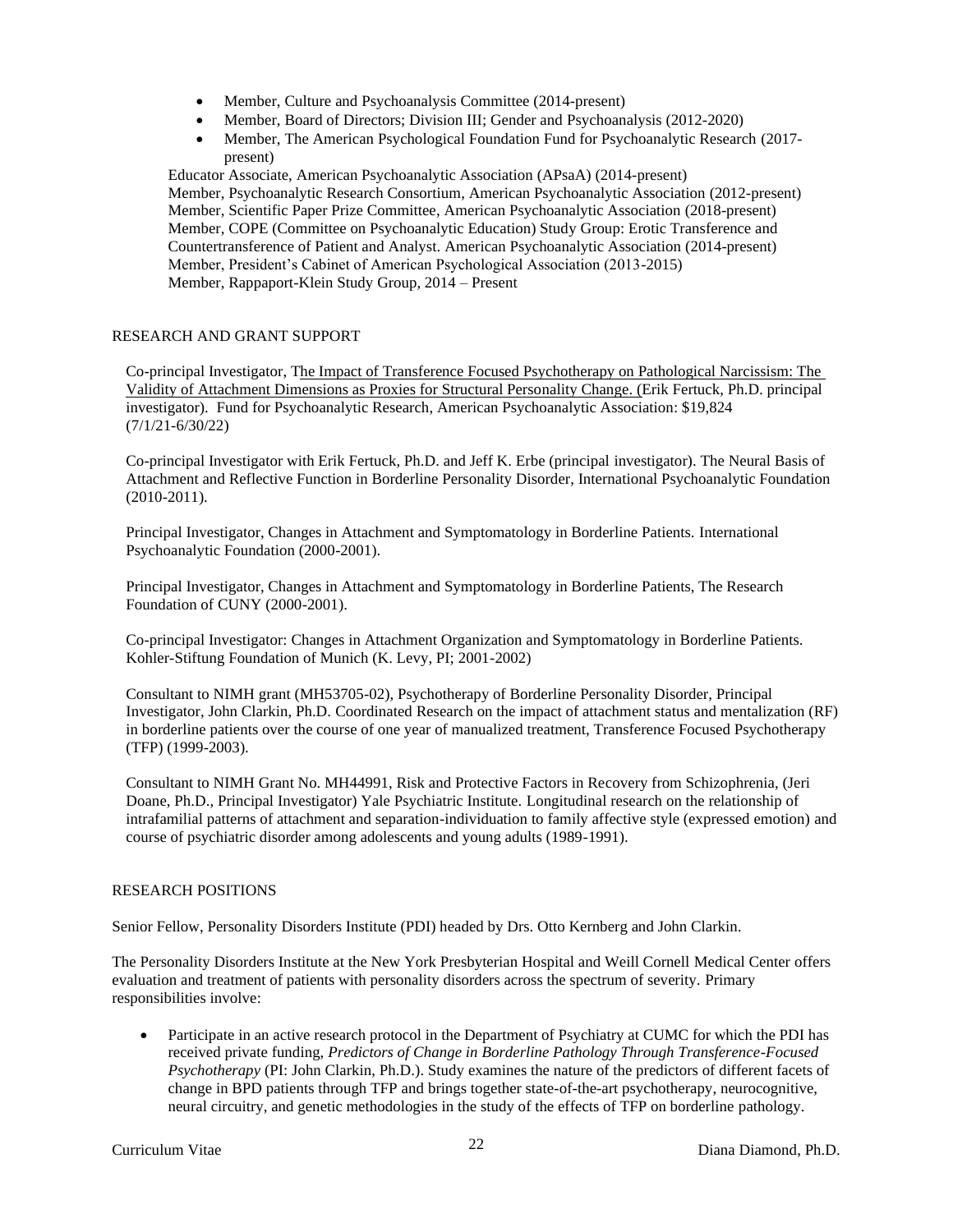- Member, Culture and Psychoanalysis Committee (2014-present)
- Member, Board of Directors; Division III; Gender and Psychoanalysis (2012-2020)
- Member, The American Psychological Foundation Fund for Psychoanalytic Research (2017-present)

Educator Associate, American Psychoanalytic Association (APsaA) (2014-present)
Member, Psychoanalytic Research Consortium, American Psychoanalytic Association (2012-present)
Member, Scientific Paper Prize Committee, American Psychoanalytic Association (2018-present)
Member, COPE (Committee on Psychoanalytic Education) Study Group: Erotic Transference and Countertransference of Patient and Analyst. American Psychoanalytic Association (2014-present)
Member, President's Cabinet of American Psychological Association (2013-2015)
Member, Rappaport-Klein Study Group, 2014 – Present

RESEARCH AND GRANT SUPPORT

Co-principal Investigator, The Impact of Transference Focused Psychotherapy on Pathological Narcissism: The Validity of Attachment Dimensions as Proxies for Structural Personality Change. (Erik Fertuck, Ph.D. principal investigator). Fund for Psychoanalytic Research, American Psychoanalytic Association: $19,824 (7/1/21-6/30/22)

Co-principal Investigator with Erik Fertuck, Ph.D. and Jeff K. Erbe (principal investigator). The Neural Basis of Attachment and Reflective Function in Borderline Personality Disorder, International Psychoanalytic Foundation (2010-2011).

Principal Investigator, Changes in Attachment and Symptomatology in Borderline Patients. International Psychoanalytic Foundation (2000-2001).

Principal Investigator, Changes in Attachment and Symptomatology in Borderline Patients, The Research Foundation of CUNY (2000-2001).

Co-principal Investigator: Changes in Attachment Organization and Symptomatology in Borderline Patients. Kohler-Stiftung Foundation of Munich (K. Levy, PI; 2001-2002)

Consultant to NIMH grant (MH53705-02), Psychotherapy of Borderline Personality Disorder, Principal Investigator, John Clarkin, Ph.D. Coordinated Research on the impact of attachment status and mentalization (RF) in borderline patients over the course of one year of manualized treatment, Transference Focused Psychotherapy (TFP) (1999-2003).

Consultant to NIMH Grant No. MH44991, Risk and Protective Factors in Recovery from Schizophrenia, (Jeri Doane, Ph.D., Principal Investigator) Yale Psychiatric Institute. Longitudinal research on the relationship of intrafamilial patterns of attachment and separation-individuation to family affective style (expressed emotion) and course of psychiatric disorder among adolescents and young adults (1989-1991).

RESEARCH POSITIONS

Senior Fellow, Personality Disorders Institute (PDI) headed by Drs. Otto Kernberg and John Clarkin.

The Personality Disorders Institute at the New York Presbyterian Hospital and Weill Cornell Medical Center offers evaluation and treatment of patients with personality disorders across the spectrum of severity. Primary responsibilities involve:

- Participate in an active research protocol in the Department of Psychiatry at CUMC for which the PDI has received private funding, *Predictors of Change in Borderline Pathology Through Transference-Focused Psychotherapy* (PI: John Clarkin, Ph.D.). Study examines the nature of the predictors of different facets of change in BPD patients through TFP and brings together state-of-the-art psychotherapy, neurocognitive, neural circuitry, and genetic methodologies in the study of the effects of TFP on borderline pathology.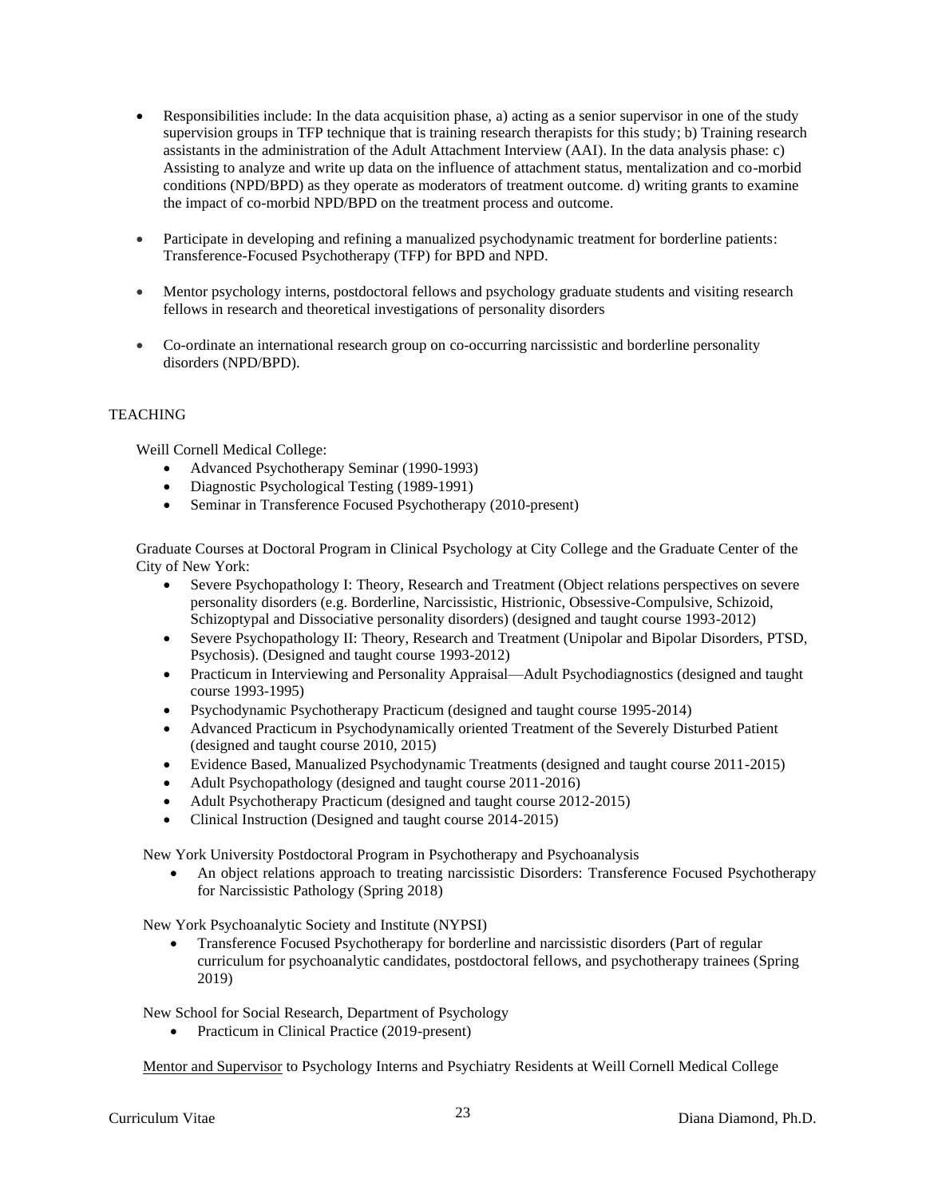- Responsibilities include: In the data acquisition phase, a) acting as a senior supervisor in one of the study supervision groups in TFP technique that is training research therapists for this study; b) Training research assistants in the administration of the Adult Attachment Interview (AAI). In the data analysis phase: c) Assisting to analyze and write up data on the influence of attachment status, mentalization and co-morbid conditions (NPD/BPD) as they operate as moderators of treatment outcome. d) writing grants to examine the impact of co-morbid NPD/BPD on the treatment process and outcome.

- Participate in developing and refining a manualized psychodynamic treatment for borderline patients: Transference-Focused Psychotherapy (TFP) for BPD and NPD.

- Mentor psychology interns, postdoctoral fellows and psychology graduate students and visiting research fellows in research and theoretical investigations of personality disorders

- Co-ordinate an international research group on co-occurring narcissistic and borderline personality disorders (NPD/BPD).

## TEACHING

Weill Cornell Medical College:

- Advanced Psychotherapy Seminar (1990-1993)
- Diagnostic Psychological Testing (1989-1991)
- Seminar in Transference Focused Psychotherapy (2010-present)

Graduate Courses at Doctoral Program in Clinical Psychology at City College and the Graduate Center of the City of New York:

- Severe Psychopathology I: Theory, Research and Treatment (Object relations perspectives on severe personality disorders (e.g. Borderline, Narcissistic, Histrionic, Obsessive-Compulsive, Schizoid, Schizoptypal and Dissociative personality disorders) (designed and taught course 1993-2012)
- Severe Psychopathology II: Theory, Research and Treatment (Unipolar and Bipolar Disorders, PTSD, Psychosis). (Designed and taught course 1993-2012)
- Practicum in Interviewing and Personality Appraisal—Adult Psychodiagnostics (designed and taught course 1993-1995)
- Psychodynamic Psychotherapy Practicum (designed and taught course 1995-2014)
- Advanced Practicum in Psychodynamically oriented Treatment of the Severely Disturbed Patient (designed and taught course 2010, 2015)
- Evidence Based, Manualized Psychodynamic Treatments (designed and taught course 2011-2015)
- Adult Psychopathology (designed and taught course 2011-2016)
- Adult Psychotherapy Practicum (designed and taught course 2012-2015)
- Clinical Instruction (Designed and taught course 2014-2015)

New York University Postdoctoral Program in Psychotherapy and Psychoanalysis

- An object relations approach to treating narcissistic Disorders: Transference Focused Psychotherapy for Narcissistic Pathology (Spring 2018)

New York Psychoanalytic Society and Institute (NYPSI)

- Transference Focused Psychotherapy for borderline and narcissistic disorders (Part of regular curriculum for psychoanalytic candidates, postdoctoral fellows, and psychotherapy trainees (Spring 2019)

New School for Social Research, Department of Psychology

- Practicum in Clinical Practice (2019-present)

Mentor and Supervisor to Psychology Interns and Psychiatry Residents at Weill Cornell Medical College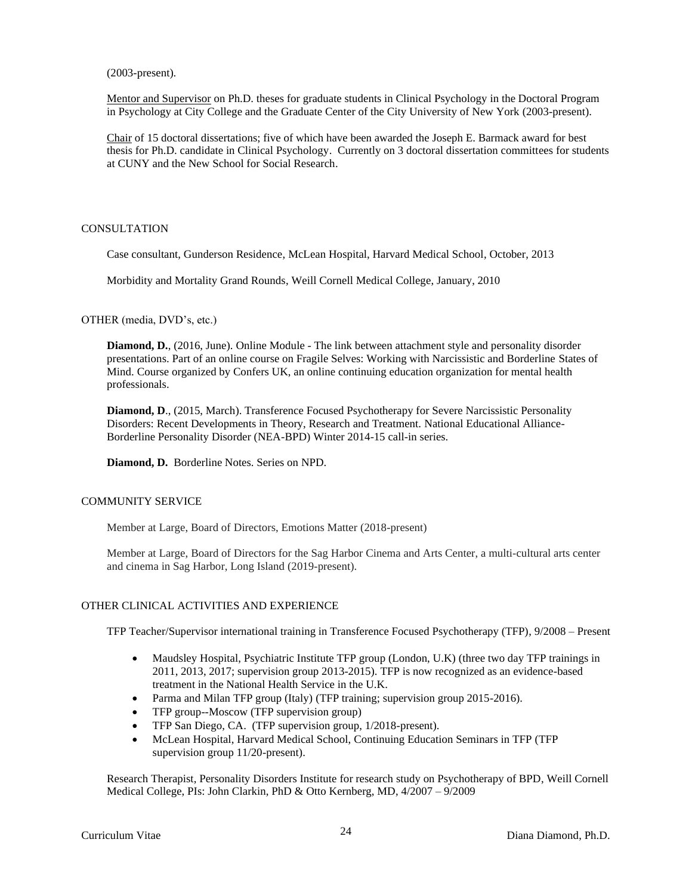(2003-present).

Mentor and Supervisor on Ph.D. theses for graduate students in Clinical Psychology in the Doctoral Program in Psychology at City College and the Graduate Center of the City University of New York (2003-present).

Chair of 15 doctoral dissertations; five of which have been awarded the Joseph E. Barmack award for best thesis for Ph.D. candidate in Clinical Psychology. Currently on 3 doctoral dissertation committees for students at CUNY and the New School for Social Research.

## CONSULTATION

Case consultant, Gunderson Residence, McLean Hospital, Harvard Medical School, October, 2013

Morbidity and Mortality Grand Rounds, Weill Cornell Medical College, January, 2010

## OTHER (media, DVD's, etc.)

**Diamond, D.**, (2016, June). Online Module - The link between attachment style and personality disorder presentations. Part of an online course on Fragile Selves: Working with Narcissistic and Borderline States of Mind. Course organized by Confers UK, an online continuing education organization for mental health professionals.

**Diamond, D**., (2015, March). Transference Focused Psychotherapy for Severe Narcissistic Personality Disorders: Recent Developments in Theory, Research and Treatment. National Educational Alliance-Borderline Personality Disorder (NEA-BPD) Winter 2014-15 call-in series.

**Diamond, D.** Borderline Notes. Series on NPD.

## COMMUNITY SERVICE

Member at Large, Board of Directors, Emotions Matter (2018-present)

Member at Large, Board of Directors for the Sag Harbor Cinema and Arts Center, a multi-cultural arts center and cinema in Sag Harbor, Long Island (2019-present).

## OTHER CLINICAL ACTIVITIES AND EXPERIENCE

TFP Teacher/Supervisor international training in Transference Focused Psychotherapy (TFP), 9/2008 – Present

- Maudsley Hospital, Psychiatric Institute TFP group (London, U.K) (three two day TFP trainings in 2011, 2013, 2017; supervision group 2013-2015). TFP is now recognized as an evidence-based treatment in the National Health Service in the U.K.
- Parma and Milan TFP group (Italy) (TFP training; supervision group 2015-2016).
- TFP group--Moscow (TFP supervision group)
- TFP San Diego, CA. (TFP supervision group, 1/2018-present).
- McLean Hospital, Harvard Medical School, Continuing Education Seminars in TFP (TFP supervision group 11/20-present).

Research Therapist, Personality Disorders Institute for research study on Psychotherapy of BPD, Weill Cornell Medical College, PIs: John Clarkin, PhD & Otto Kernberg, MD, 4/2007 – 9/2009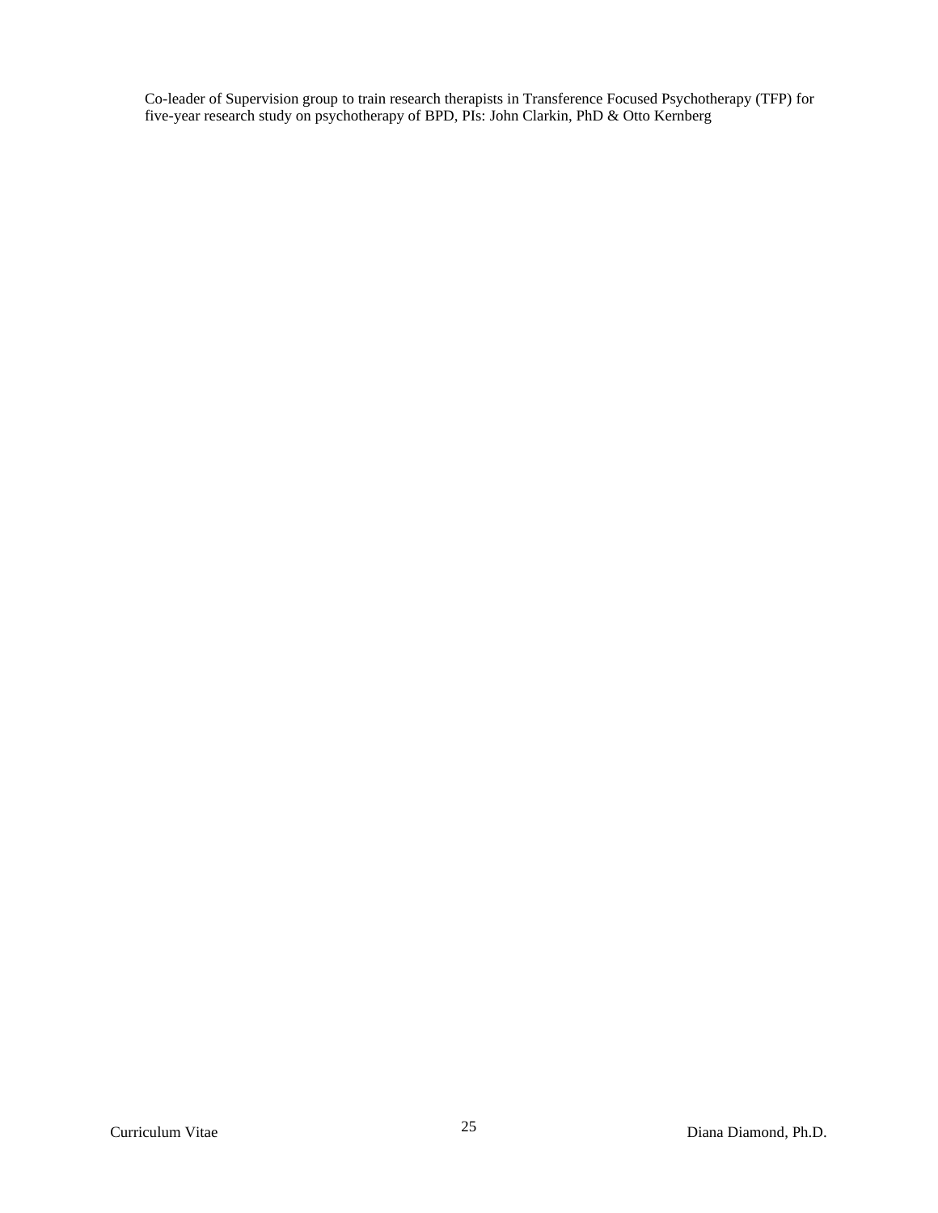Co-leader of Supervision group to train research therapists in Transference Focused Psychotherapy (TFP) for five-year research study on psychotherapy of BPD, PIs: John Clarkin, PhD & Otto Kernberg